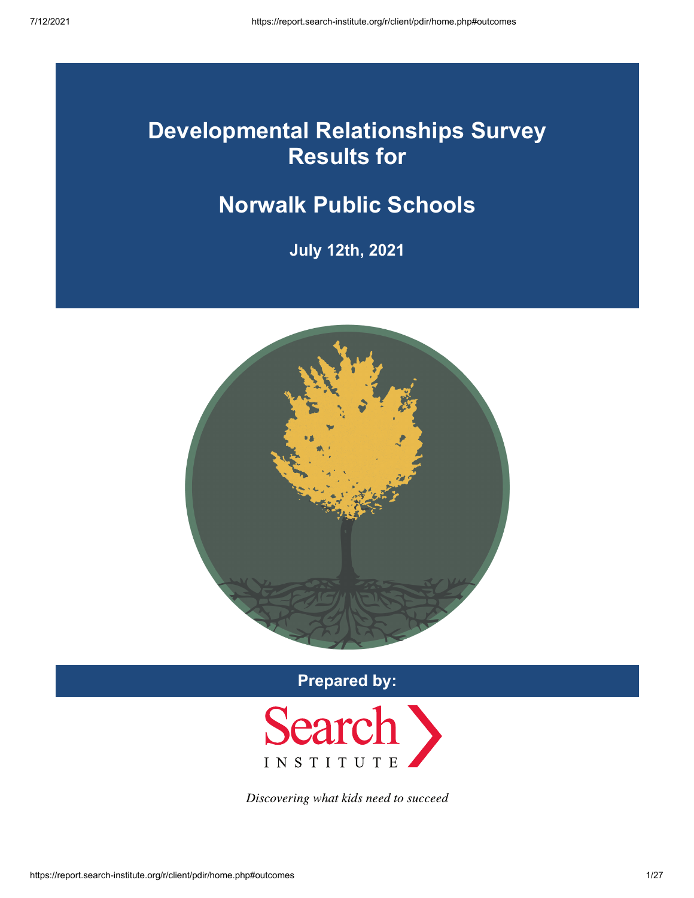# Developmental Relationships Survey Results for

# Norwalk Public Schools

**July 12th, 2021**

**Prepared by:**

Search INSTITUTE

*Discovering what kids need to succeed*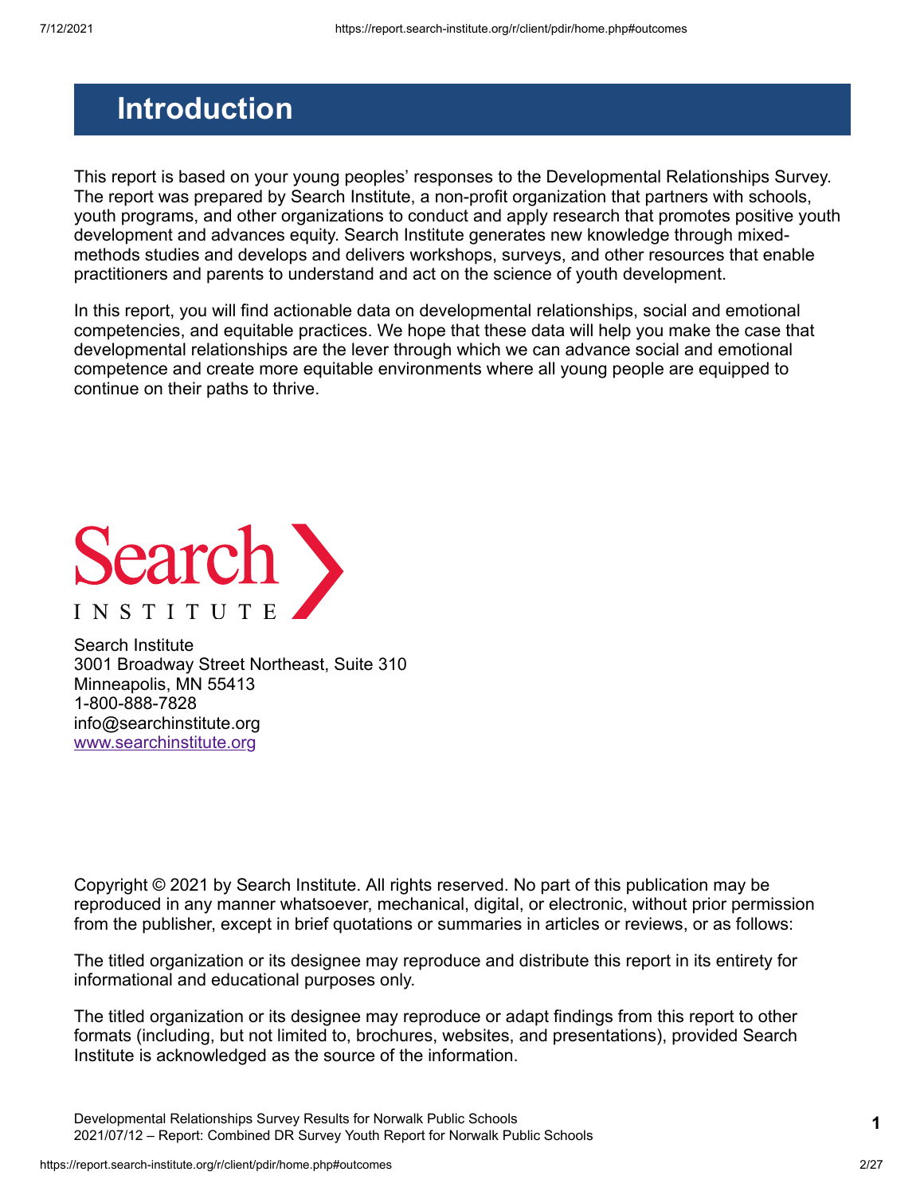# Introduction

This report is based on your young peoples' responses to the Developmental Relationships Survey. The report was prepared by Search Institute, a non-profit organization that partners with schools, youth programs, and other organizations to conduct and apply research that promotes positive youth development and advances equity. Search Institute generates new knowledge through mixed-methods studies and develops and delivers workshops, surveys, and other resources that enable practitioners and parents to understand and act on the science of youth development.

In this report, you will find actionable data on developmental relationships, social and emotional competencies, and equitable practices. We hope that these data will help you make the case that developmental relationships are the lever through which we can advance social and emotional competence and create more equitable environments where all young people are equipped to continue on their paths to thrive.

Search INSTITUTE

Search Institute
3001 Broadway Street Northeast, Suite 310
Minneapolis, MN 55413
1-800-888-7828
info@searchinstitute.org
www.searchinstitute.org

Copyright © 2021 by Search Institute. All rights reserved. No part of this publication may be reproduced in any manner whatsoever, mechanical, digital, or electronic, without prior permission from the publisher, except in brief quotations or summaries in articles or reviews, or as follows:

The titled organization or its designee may reproduce and distribute this report in its entirety for informational and educational purposes only.

The titled organization or its designee may reproduce or adapt findings from this report to other formats (including, but not limited to, brochures, websites, and presentations), provided Search Institute is acknowledged as the source of the information.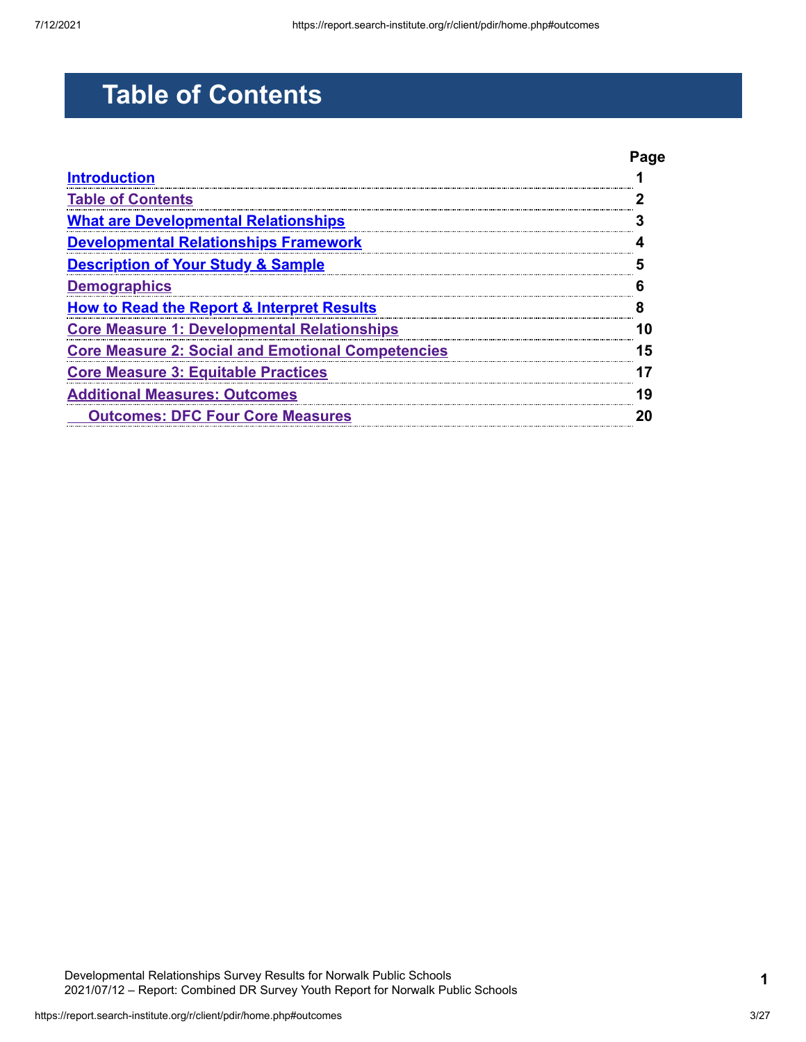# Table of Contents

| | Page |
|---|---|
| Introduction | 1 |
| Table of Contents | 2 |
| What are Developmental Relationships | 3 |
| Developmental Relationships Framework | 4 |
| Description of Your Study & Sample | 5 |
| Demographics | 6 |
| How to Read the Report & Interpret Results | 8 |
| Core Measure 1: Developmental Relationships | 10 |
| Core Measure 2: Social and Emotional Competencies | 15 |
| Core Measure 3: Equitable Practices | 17 |
| Additional Measures: Outcomes | 19 |
| Outcomes: DFC Four Core Measures | 20 |

Developmental Relationships Survey Results for Norwalk Public Schools
2021/07/12 – Report: Combined DR Survey Youth Report for Norwalk Public Schools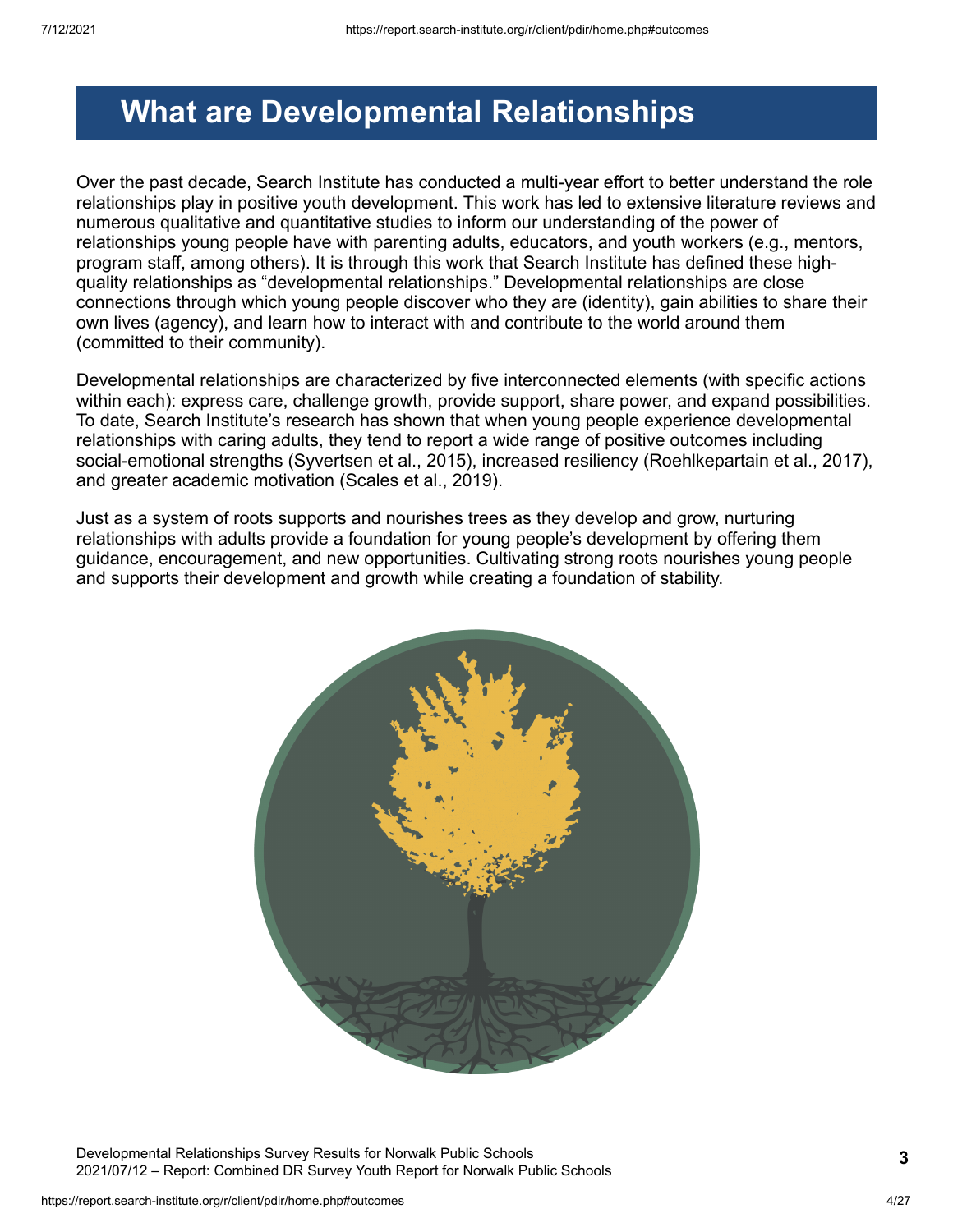# What are Developmental Relationships

Over the past decade, Search Institute has conducted a multi-year effort to better understand the role relationships play in positive youth development. This work has led to extensive literature reviews and numerous qualitative and quantitative studies to inform our understanding of the power of relationships young people have with parenting adults, educators, and youth workers (e.g., mentors, program staff, among others). It is through this work that Search Institute has defined these high-quality relationships as "developmental relationships." Developmental relationships are close connections through which young people discover who they are (identity), gain abilities to share their own lives (agency), and learn how to interact with and contribute to the world around them (committed to their community).

Developmental relationships are characterized by five interconnected elements (with specific actions within each): express care, challenge growth, provide support, share power, and expand possibilities. To date, Search Institute's research has shown that when young people experience developmental relationships with caring adults, they tend to report a wide range of positive outcomes including social-emotional strengths (Syvertsen et al., 2015), increased resiliency (Roehlkepartain et al., 2017), and greater academic motivation (Scales et al., 2019).

Just as a system of roots supports and nourishes trees as they develop and grow, nurturing relationships with adults provide a foundation for young people's development by offering them guidance, encouragement, and new opportunities. Cultivating strong roots nourishes young people and supports their development and growth while creating a foundation of stability.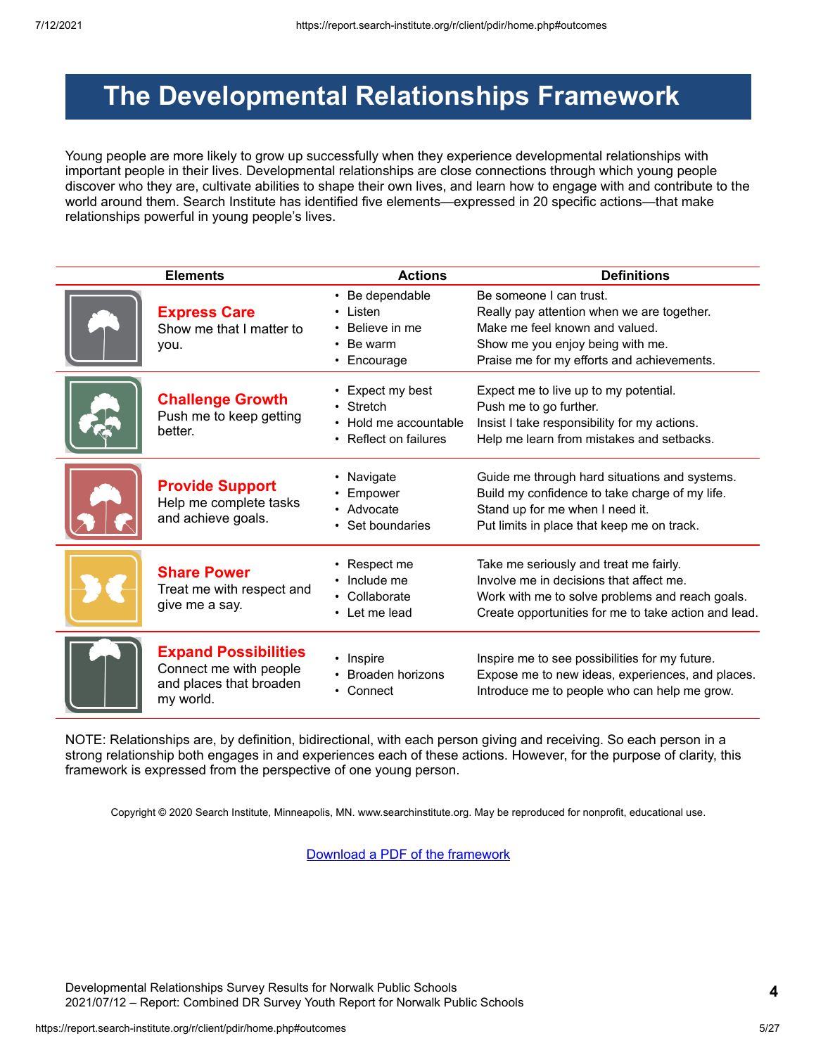# The Developmental Relationships Framework

Young people are more likely to grow up successfully when they experience developmental relationships with important people in their lives. Developmental relationships are close connections through which young people discover who they are, cultivate abilities to shape their own lives, and learn how to engage with and contribute to the world around them. Search Institute has identified five elements—expressed in 20 specific actions—that make relationships powerful in young people's lives.

| Elements | Actions | Definitions |
|---|---|---|
| **Express Care** Show me that I matter to you. | • Be dependable<br>• Listen<br>• Believe in me<br>• Be warm<br>• Encourage | Be someone I can trust.<br>Really pay attention when we are together.<br>Make me feel known and valued.<br>Show me you enjoy being with me.<br>Praise me for my efforts and achievements. |
| **Challenge Growth** Push me to keep getting better. | • Expect my best<br>• Stretch<br>• Hold me accountable<br>• Reflect on failures | Expect me to live up to my potential.<br>Push me to go further.<br>Insist I take responsibility for my actions.<br>Help me learn from mistakes and setbacks. |
| **Provide Support** Help me complete tasks and achieve goals. | • Navigate<br>• Empower<br>• Advocate<br>• Set boundaries | Guide me through hard situations and systems.<br>Build my confidence to take charge of my life.<br>Stand up for me when I need it.<br>Put limits in place that keep me on track. |
| **Share Power** Treat me with respect and give me a say. | • Respect me<br>• Include me<br>• Collaborate<br>• Let me lead | Take me seriously and treat me fairly.<br>Involve me in decisions that affect me.<br>Work with me to solve problems and reach goals.<br>Create opportunities for me to take action and lead. |
| **Expand Possibilities** Connect me with people and places that broaden my world. | • Inspire<br>• Broaden horizons<br>• Connect | Inspire me to see possibilities for my future.<br>Expose me to new ideas, experiences, and places.<br>Introduce me to people who can help me grow. |

NOTE: Relationships are, by definition, bidirectional, with each person giving and receiving. So each person in a strong relationship both engages in and experiences each of these actions. However, for the purpose of clarity, this framework is expressed from the perspective of one young person.

Copyright © 2020 Search Institute, Minneapolis, MN. www.searchinstitute.org. May be reproduced for nonprofit, educational use.

Download a PDF of the framework

Developmental Relationships Survey Results for Norwalk Public Schools
2021/07/12 – Report: Combined DR Survey Youth Report for Norwalk Public Schools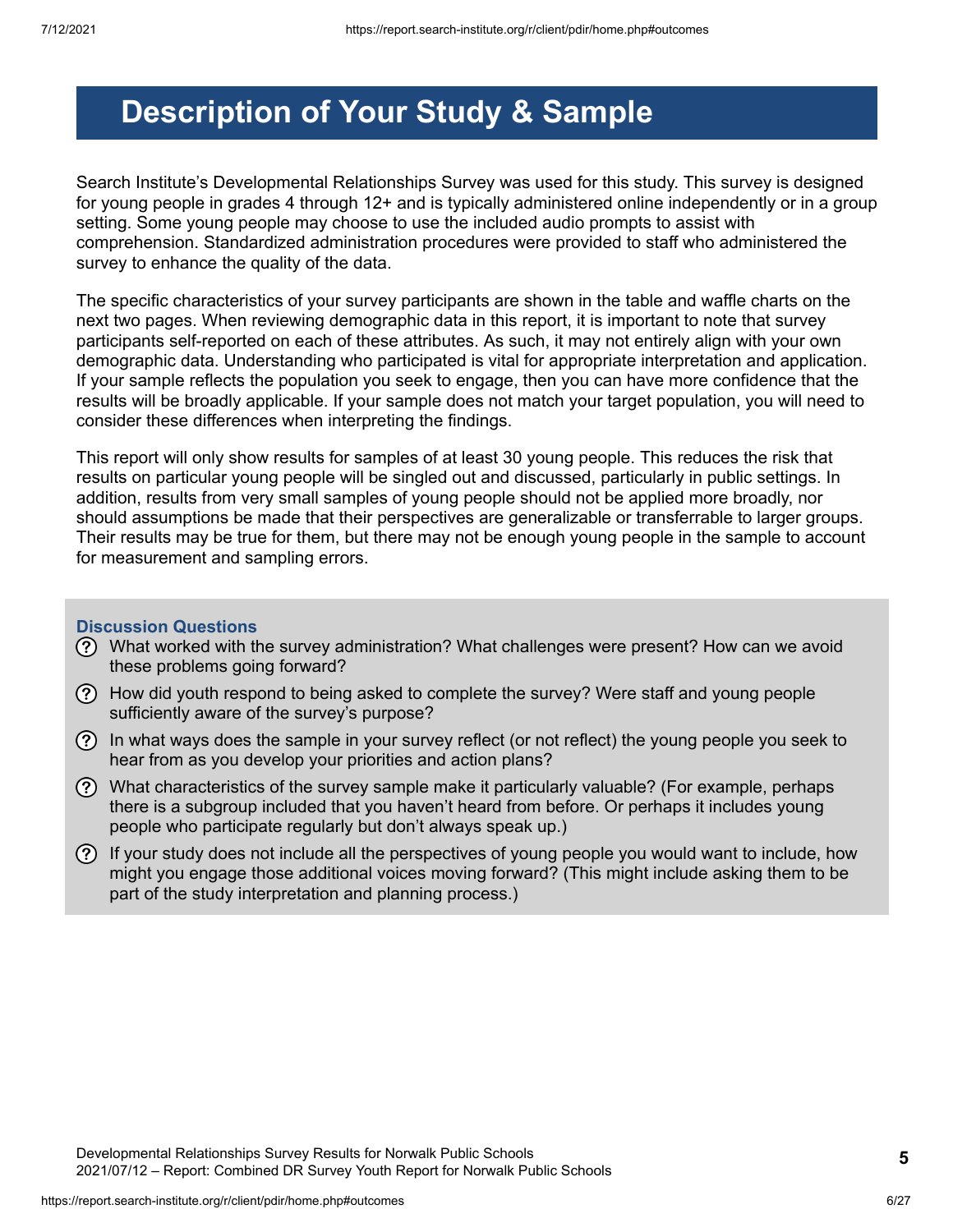# Description of Your Study & Sample

Search Institute's Developmental Relationships Survey was used for this study. This survey is designed for young people in grades 4 through 12+ and is typically administered online independently or in a group setting. Some young people may choose to use the included audio prompts to assist with comprehension. Standardized administration procedures were provided to staff who administered the survey to enhance the quality of the data.

The specific characteristics of your survey participants are shown in the table and waffle charts on the next two pages. When reviewing demographic data in this report, it is important to note that survey participants self-reported on each of these attributes. As such, it may not entirely align with your own demographic data. Understanding who participated is vital for appropriate interpretation and application. If your sample reflects the population you seek to engage, then you can have more confidence that the results will be broadly applicable. If your sample does not match your target population, you will need to consider these differences when interpreting the findings.

This report will only show results for samples of at least 30 young people. This reduces the risk that results on particular young people will be singled out and discussed, particularly in public settings. In addition, results from very small samples of young people should not be applied more broadly, nor should assumptions be made that their perspectives are generalizable or transferrable to larger groups. Their results may be true for them, but there may not be enough young people in the sample to account for measurement and sampling errors.

### Discussion Questions

- What worked with the survey administration? What challenges were present? How can we avoid these problems going forward?
- How did youth respond to being asked to complete the survey? Were staff and young people sufficiently aware of the survey's purpose?
- In what ways does the sample in your survey reflect (or not reflect) the young people you seek to hear from as you develop your priorities and action plans?
- What characteristics of the survey sample make it particularly valuable? (For example, perhaps there is a subgroup included that you haven't heard from before. Or perhaps it includes young people who participate regularly but don't always speak up.)
- If your study does not include all the perspectives of young people you would want to include, how might you engage those additional voices moving forward? (This might include asking them to be part of the study interpretation and planning process.)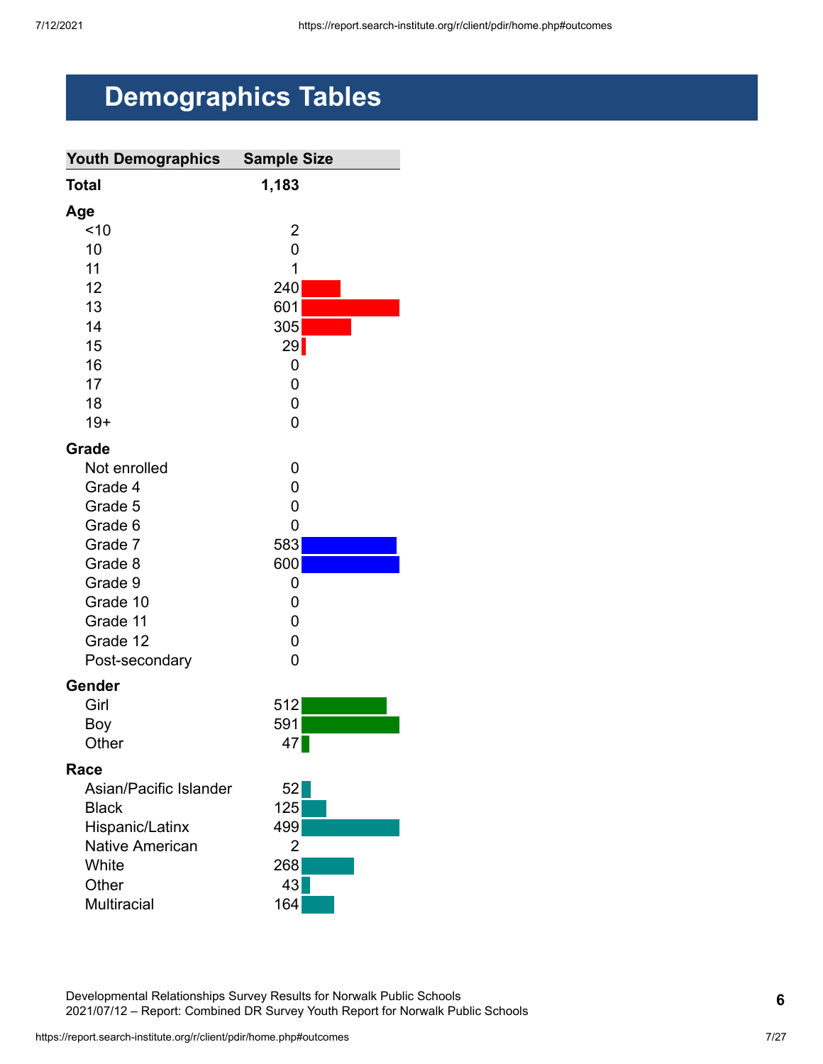# Demographics Tables

| Youth Demographics | Sample Size |
|---|---|
| **Total** | **1,183** |
| **Age** | |
| <10 | 2 |
| 10 | 0 |
| 11 | 1 |
| 12 | 240 |
| 13 | 601 |
| 14 | 305 |
| 15 | 29 |
| 16 | 0 |
| 17 | 0 |
| 18 | 0 |
| 19+ | 0 |
| **Grade** | |
| Not enrolled | 0 |
| Grade 4 | 0 |
| Grade 5 | 0 |
| Grade 6 | 0 |
| Grade 7 | 583 |
| Grade 8 | 600 |
| Grade 9 | 0 |
| Grade 10 | 0 |
| Grade 11 | 0 |
| Grade 12 | 0 |
| Post-secondary | 0 |
| **Gender** | |
| Girl | 512 |
| Boy | 591 |
| Other | 47 |
| **Race** | |
| Asian/Pacific Islander | 52 |
| Black | 125 |
| Hispanic/Latinx | 499 |
| Native American | 2 |
| White | 268 |
| Other | 43 |
| Multiracial | 164 |

Developmental Relationships Survey Results for Norwalk Public Schools
2021/07/12 – Report: Combined DR Survey Youth Report for Norwalk Public Schools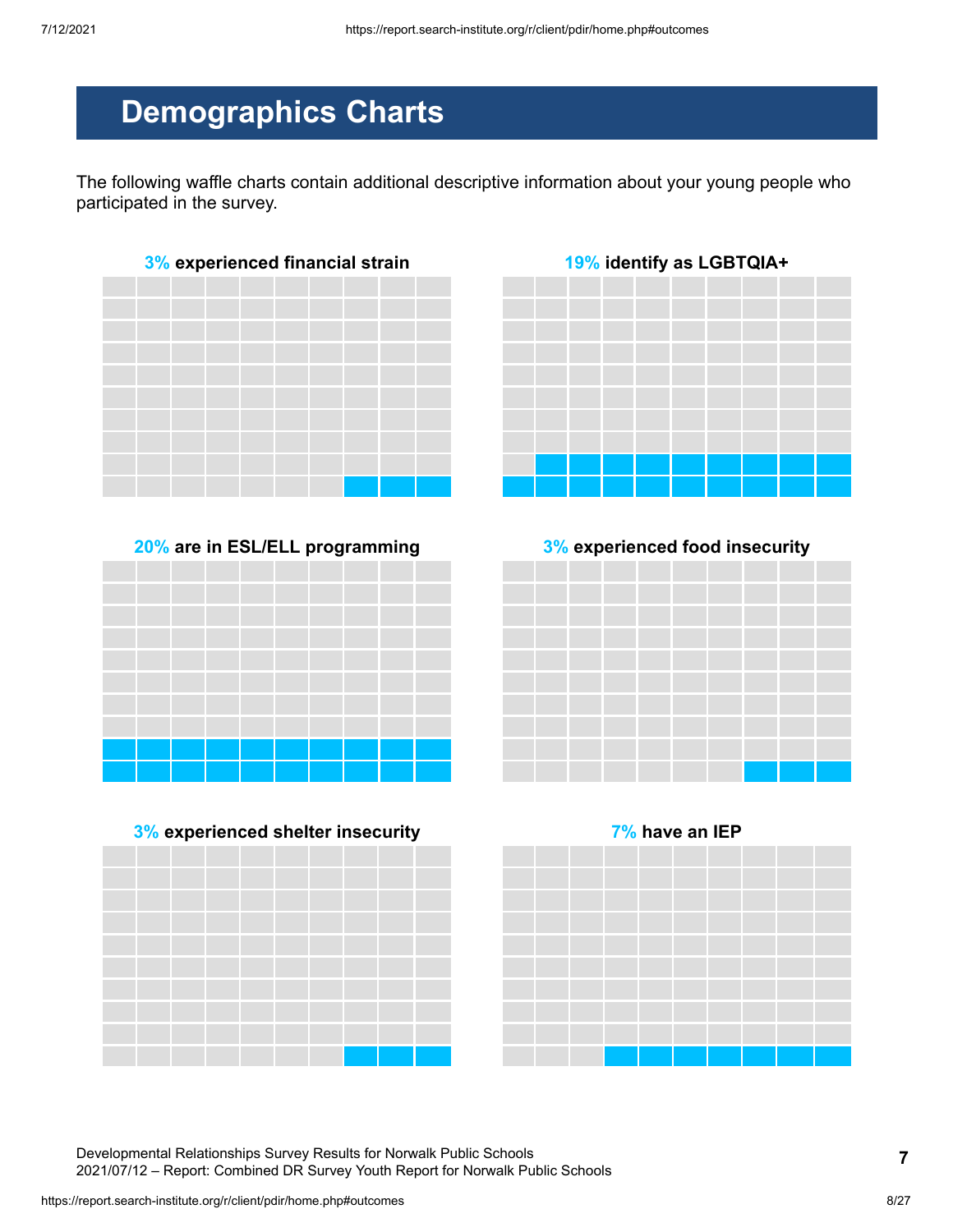# Demographics Charts

The following waffle charts contain additional descriptive information about your young people who participated in the survey.

**3% experienced financial strain**

**19% identify as LGBTQIA+**

**20% are in ESL/ELL programming**

**3% experienced food insecurity**

**3% experienced shelter insecurity**

**7% have an IEP**

Developmental Relationships Survey Results for Norwalk Public Schools
2021/07/12 – Report: Combined DR Survey Youth Report for Norwalk Public Schools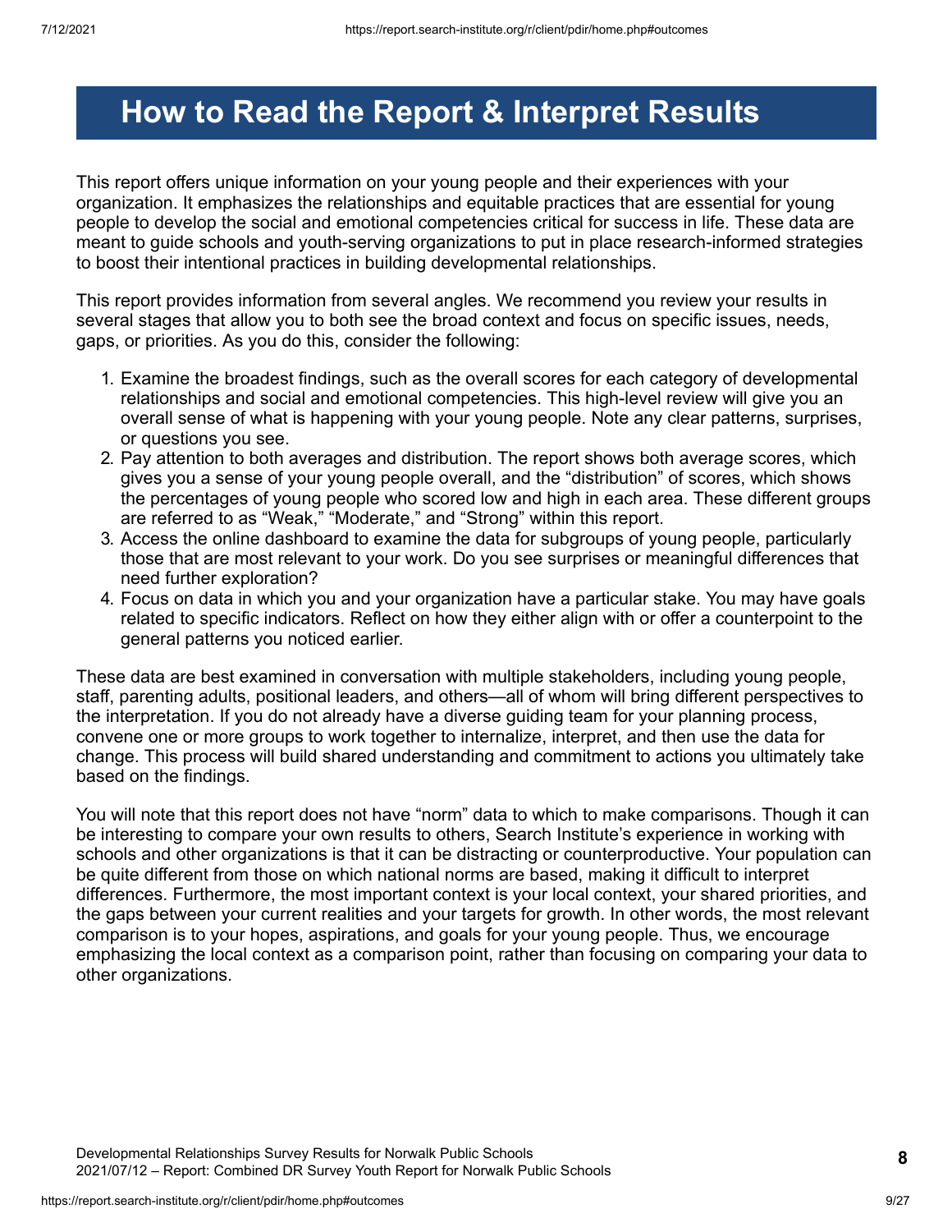# How to Read the Report & Interpret Results

This report offers unique information on your young people and their experiences with your organization. It emphasizes the relationships and equitable practices that are essential for young people to develop the social and emotional competencies critical for success in life. These data are meant to guide schools and youth-serving organizations to put in place research-informed strategies to boost their intentional practices in building developmental relationships.

This report provides information from several angles. We recommend you review your results in several stages that allow you to both see the broad context and focus on specific issues, needs, gaps, or priorities. As you do this, consider the following:

1. Examine the broadest findings, such as the overall scores for each category of developmental relationships and social and emotional competencies. This high-level review will give you an overall sense of what is happening with your young people. Note any clear patterns, surprises, or questions you see.
2. Pay attention to both averages and distribution. The report shows both average scores, which gives you a sense of your young people overall, and the "distribution" of scores, which shows the percentages of young people who scored low and high in each area. These different groups are referred to as "Weak," "Moderate," and "Strong" within this report.
3. Access the online dashboard to examine the data for subgroups of young people, particularly those that are most relevant to your work. Do you see surprises or meaningful differences that need further exploration?
4. Focus on data in which you and your organization have a particular stake. You may have goals related to specific indicators. Reflect on how they either align with or offer a counterpoint to the general patterns you noticed earlier.

These data are best examined in conversation with multiple stakeholders, including young people, staff, parenting adults, positional leaders, and others—all of whom will bring different perspectives to the interpretation. If you do not already have a diverse guiding team for your planning process, convene one or more groups to work together to internalize, interpret, and then use the data for change. This process will build shared understanding and commitment to actions you ultimately take based on the findings.

You will note that this report does not have "norm" data to which to make comparisons. Though it can be interesting to compare your own results to others, Search Institute's experience in working with schools and other organizations is that it can be distracting or counterproductive. Your population can be quite different from those on which national norms are based, making it difficult to interpret differences. Furthermore, the most important context is your local context, your shared priorities, and the gaps between your current realities and your targets for growth. In other words, the most relevant comparison is to your hopes, aspirations, and goals for your young people. Thus, we encourage emphasizing the local context as a comparison point, rather than focusing on comparing your data to other organizations.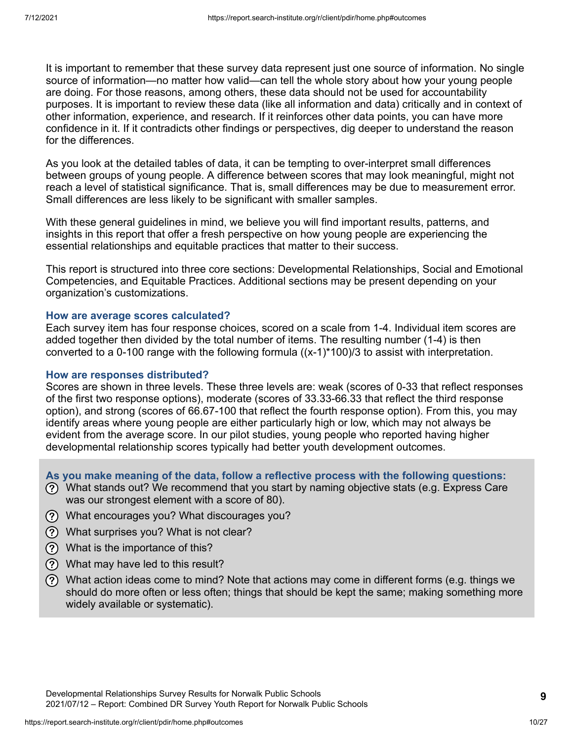It is important to remember that these survey data represent just one source of information. No single source of information—no matter how valid—can tell the whole story about how your young people are doing. For those reasons, among others, these data should not be used for accountability purposes. It is important to review these data (like all information and data) critically and in context of other information, experience, and research. If it reinforces other data points, you can have more confidence in it. If it contradicts other findings or perspectives, dig deeper to understand the reason for the differences.

As you look at the detailed tables of data, it can be tempting to over-interpret small differences between groups of young people. A difference between scores that may look meaningful, might not reach a level of statistical significance. That is, small differences may be due to measurement error. Small differences are less likely to be significant with smaller samples.

With these general guidelines in mind, we believe you will find important results, patterns, and insights in this report that offer a fresh perspective on how young people are experiencing the essential relationships and equitable practices that matter to their success.

This report is structured into three core sections: Developmental Relationships, Social and Emotional Competencies, and Equitable Practices. Additional sections may be present depending on your organization's customizations.

### How are average scores calculated?

Each survey item has four response choices, scored on a scale from 1-4. Individual item scores are added together then divided by the total number of items. The resulting number (1-4) is then converted to a 0-100 range with the following formula $((x-1)*100)/3$ to assist with interpretation.

### How are responses distributed?

Scores are shown in three levels. These three levels are: weak (scores of 0-33 that reflect responses of the first two response options), moderate (scores of 33.33-66.33 that reflect the third response option), and strong (scores of 66.67-100 that reflect the fourth response option). From this, you may identify areas where young people are either particularly high or low, which may not always be evident from the average score. In our pilot studies, young people who reported having higher developmental relationship scores typically had better youth development outcomes.

### As you make meaning of the data, follow a reflective process with the following questions:

- What stands out? We recommend that you start by naming objective stats (e.g. Express Care was our strongest element with a score of 80).
- What encourages you? What discourages you?
- What surprises you? What is not clear?
- What is the importance of this?
- What may have led to this result?
- What action ideas come to mind? Note that actions may come in different forms (e.g. things we should do more often or less often; things that should be kept the same; making something more widely available or systematic).

Developmental Relationships Survey Results for Norwalk Public Schools
2021/07/12 – Report: Combined DR Survey Youth Report for Norwalk Public Schools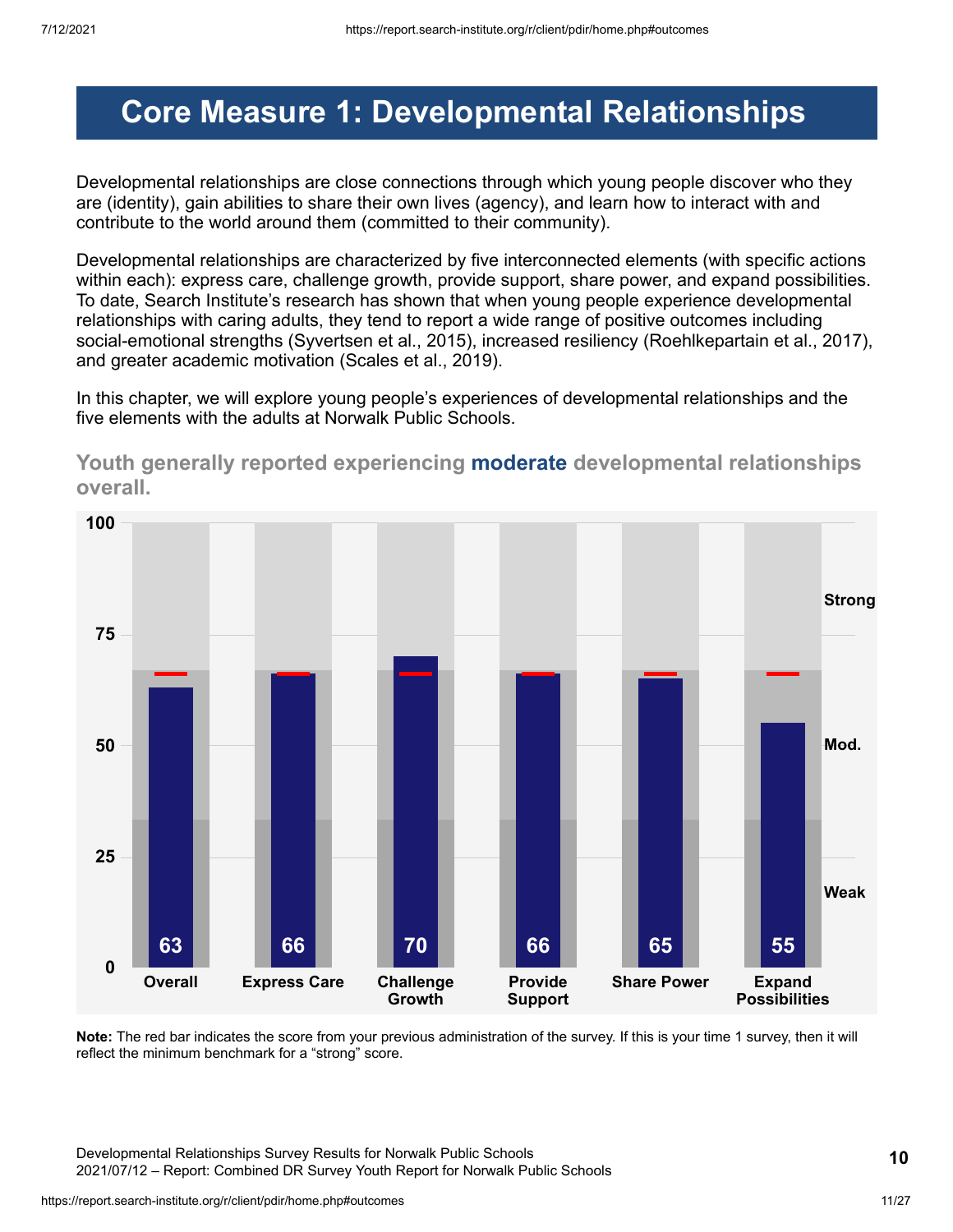# Core Measure 1: Developmental Relationships

Developmental relationships are close connections through which young people discover who they are (identity), gain abilities to share their own lives (agency), and learn how to interact with and contribute to the world around them (committed to their community).

Developmental relationships are characterized by five interconnected elements (with specific actions within each): express care, challenge growth, provide support, share power, and expand possibilities. To date, Search Institute's research has shown that when young people experience developmental relationships with caring adults, they tend to report a wide range of positive outcomes including social-emotional strengths (Syvertsen et al., 2015), increased resiliency (Roehlkepartain et al., 2017), and greater academic motivation (Scales et al., 2019).

In this chapter, we will explore young people's experiences of developmental relationships and the five elements with the adults at Norwalk Public Schools.

## Youth generally reported experiencing **moderate** developmental relationships overall.

| Measure | Score |
| --- | --- |
| Overall | 63 |
| Express Care | 66 |
| Challenge Growth | 70 |
| Provide Support | 66 |
| Share Power | 65 |
| Expand Possibilities | 55 |

**Note:** The red bar indicates the score from your previous administration of the survey. If this is your time 1 survey, then it will reflect the minimum benchmark for a "strong" score.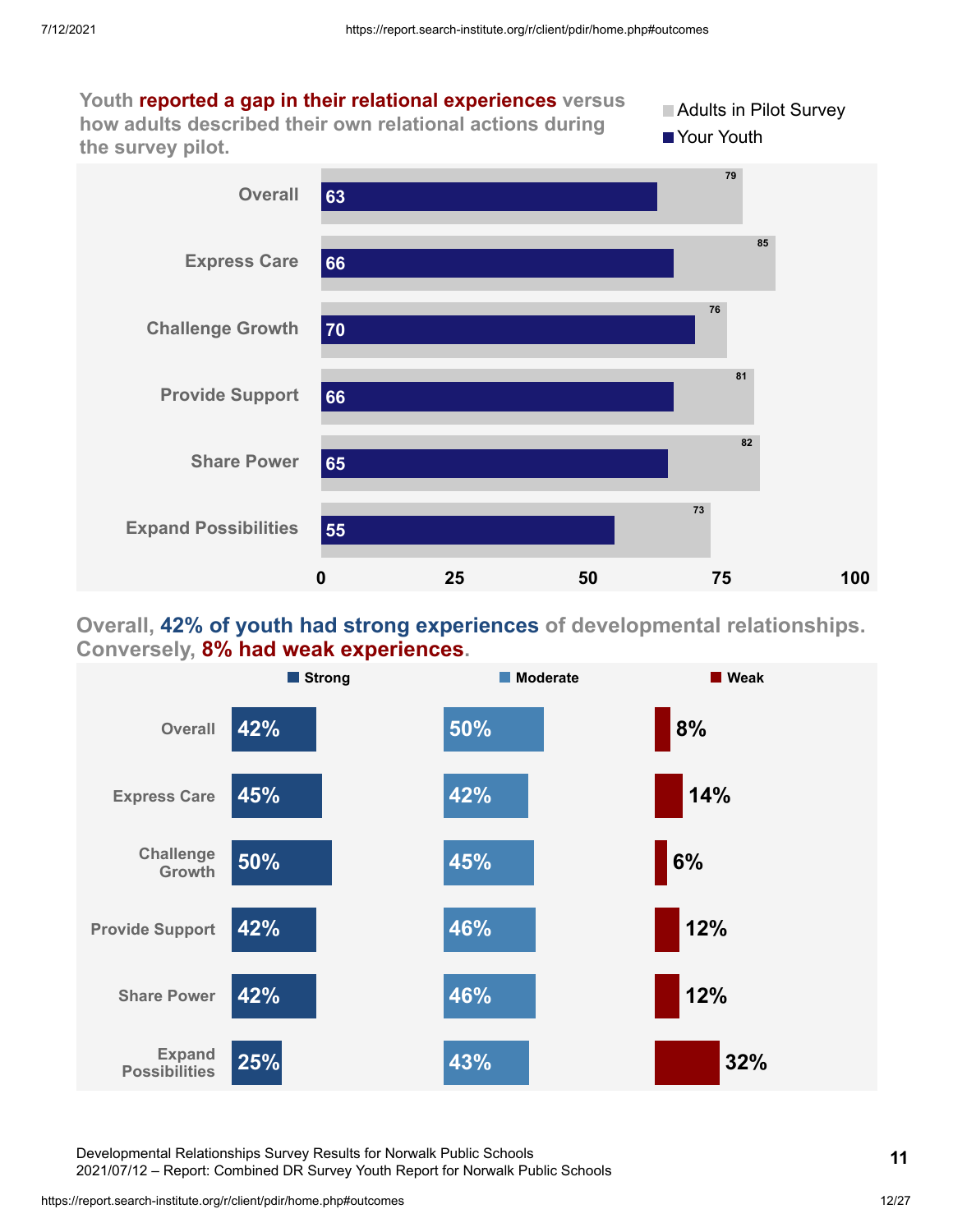## Youth reported a gap in their relational experiences versus how adults described their own relational actions during the survey pilot.

| | Adults in Pilot Survey | Your Youth |
|---|---|---|
| Overall | 79 | 63 |
| Express Care | 85 | 66 |
| Challenge Growth | 76 | 70 |
| Provide Support | 81 | 66 |
| Share Power | 82 | 65 |
| Expand Possibilities | 73 | 55 |

## Overall, 42% of youth had strong experiences of developmental relationships. Conversely, 8% had weak experiences.

| | Strong | Moderate | Weak |
|---|---|---|---|
| Overall | 42% | 50% | 8% |
| Express Care | 45% | 42% | 14% |
| Challenge Growth | 50% | 45% | 6% |
| Provide Support | 42% | 46% | 12% |
| Share Power | 42% | 46% | 12% |
| Expand Possibilities | 25% | 43% | 32% |

Developmental Relationships Survey Results for Norwalk Public Schools
2021/07/12 – Report: Combined DR Survey Youth Report for Norwalk Public Schools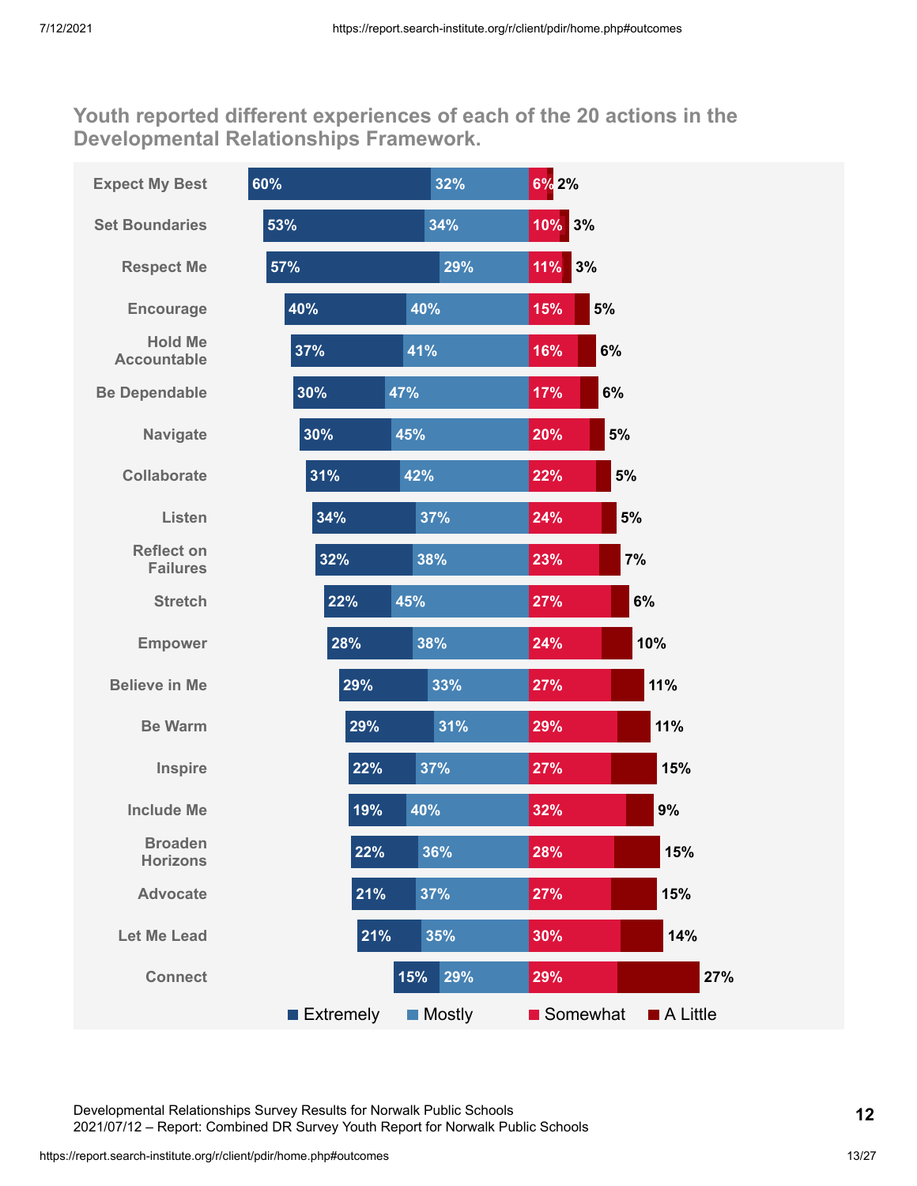## Youth reported different experiences of each of the 20 actions in the Developmental Relationships Framework.

| Action | Extremely | Mostly | Somewhat | A Little |
|---|---|---|---|---|
| Expect My Best | 60% | 32% | 6% | 2% |
| Set Boundaries | 53% | 34% | 10% | 3% |
| Respect Me | 57% | 29% | 11% | 3% |
| Encourage | 40% | 40% | 15% | 5% |
| Hold Me Accountable | 37% | 41% | 16% | 6% |
| Be Dependable | 30% | 47% | 17% | 6% |
| Navigate | 30% | 45% | 20% | 5% |
| Collaborate | 31% | 42% | 22% | 5% |
| Listen | 34% | 37% | 24% | 5% |
| Reflect on Failures | 32% | 38% | 23% | 7% |
| Stretch | 22% | 45% | 27% | 6% |
| Empower | 28% | 38% | 24% | 10% |
| Believe in Me | 29% | 33% | 27% | 11% |
| Be Warm | 29% | 31% | 29% | 11% |
| Inspire | 22% | 37% | 27% | 15% |
| Include Me | 19% | 40% | 32% | 9% |
| Broaden Horizons | 22% | 36% | 28% | 15% |
| Advocate | 21% | 37% | 27% | 15% |
| Let Me Lead | 21% | 35% | 30% | 14% |
| Connect | 15% | 29% | 29% | 27% |

Developmental Relationships Survey Results for Norwalk Public Schools
2021/07/12 – Report: Combined DR Survey Youth Report for Norwalk Public Schools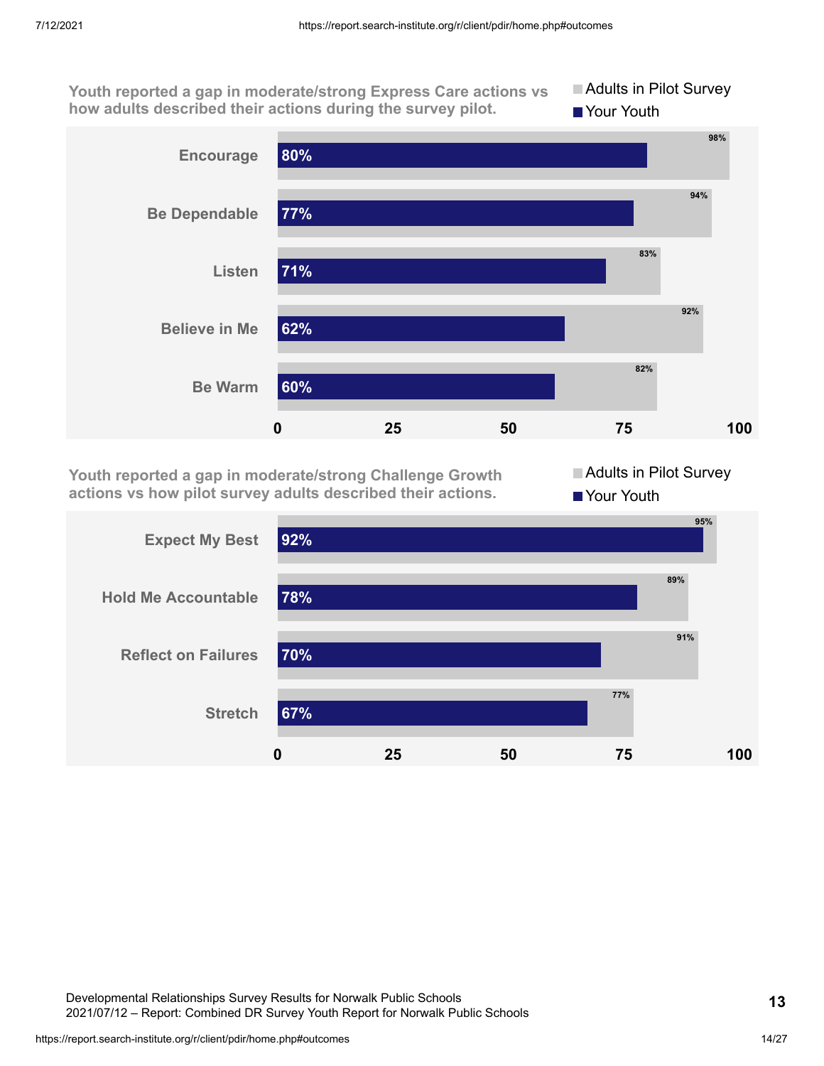**Youth reported a gap in moderate/strong Express Care actions vs how adults described their actions during the survey pilot.**

| Action | Your Youth | Adults in Pilot Survey |
| --- | --- | --- |
| Encourage | 80% | 98% |
| Be Dependable | 77% | 94% |
| Listen | 71% | 83% |
| Believe in Me | 62% | 92% |
| Be Warm | 60% | 82% |

**Youth reported a gap in moderate/strong Challenge Growth actions vs how pilot survey adults described their actions.**

| Action | Your Youth | Adults in Pilot Survey |
| --- | --- | --- |
| Expect My Best | 92% | 95% |
| Hold Me Accountable | 78% | 89% |
| Reflect on Failures | 70% | 91% |
| Stretch | 67% | 77% |

Developmental Relationships Survey Results for Norwalk Public Schools
2021/07/12 – Report: Combined DR Survey Youth Report for Norwalk Public Schools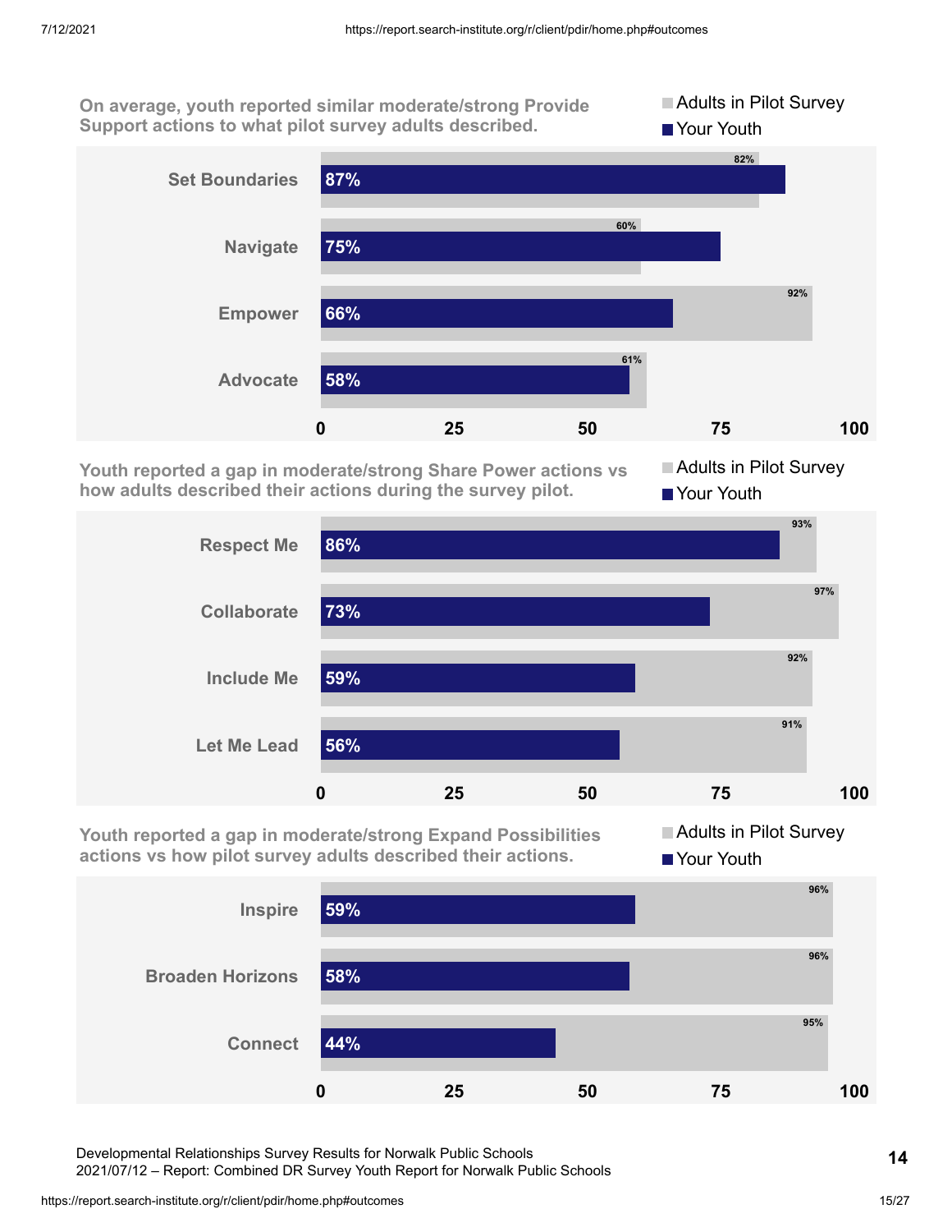**On average, youth reported similar moderate/strong Provide Support actions to what pilot survey adults described.**

| Action | Adults in Pilot Survey | Your Youth |
| --- | --- | --- |
| Set Boundaries | 82% | 87% |
| Navigate | 60% | 75% |
| Empower | 92% | 66% |
| Advocate | 61% | 58% |

**Youth reported a gap in moderate/strong Share Power actions vs how adults described their actions during the survey pilot.**

| Action | Adults in Pilot Survey | Your Youth |
| --- | --- | --- |
| Respect Me | 93% | 86% |
| Collaborate | 97% | 73% |
| Include Me | 92% | 59% |
| Let Me Lead | 91% | 56% |

**Youth reported a gap in moderate/strong Expand Possibilities actions vs how pilot survey adults described their actions.**

| Action | Adults in Pilot Survey | Your Youth |
| --- | --- | --- |
| Inspire | 96% | 59% |
| Broaden Horizons | 96% | 58% |
| Connect | 95% | 44% |

Developmental Relationships Survey Results for Norwalk Public Schools
2021/07/12 – Report: Combined DR Survey Youth Report for Norwalk Public Schools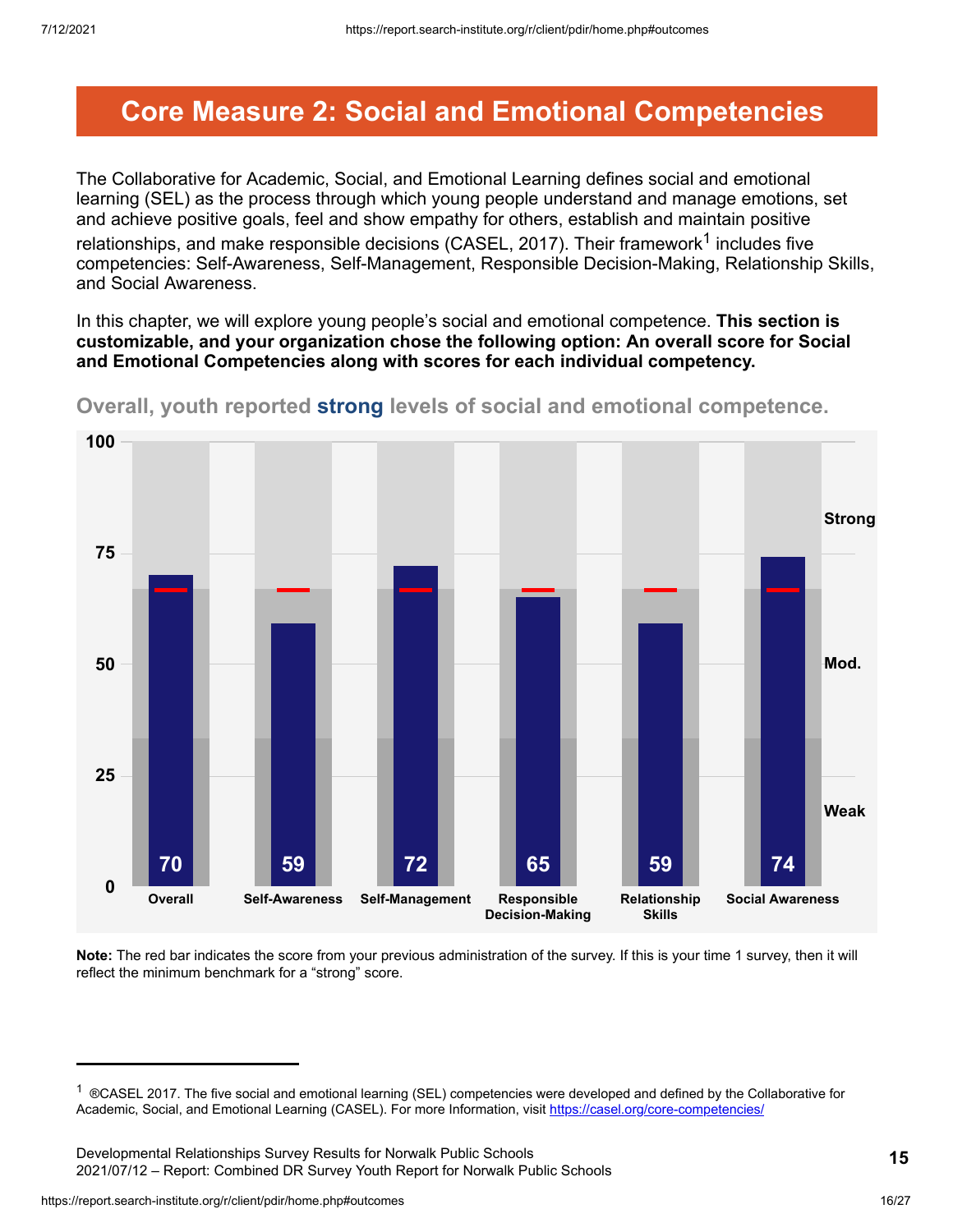# Core Measure 2: Social and Emotional Competencies

The Collaborative for Academic, Social, and Emotional Learning defines social and emotional learning (SEL) as the process through which young people understand and manage emotions, set and achieve positive goals, feel and show empathy for others, establish and maintain positive relationships, and make responsible decisions (CASEL, 2017). Their framework[1] includes five competencies: Self-Awareness, Self-Management, Responsible Decision-Making, Relationship Skills, and Social Awareness.

In this chapter, we will explore young people's social and emotional competence. **This section is customizable, and your organization chose the following option: An overall score for Social and Emotional Competencies along with scores for each individual competency.**

## Overall, youth reported **strong** levels of social and emotional competence.

| Measure | Score |
| --- | --- |
| Overall | 70 |
| Self-Awareness | 59 |
| Self-Management | 72 |
| Responsible Decision-Making | 65 |
| Relationship Skills | 59 |
| Social Awareness | 74 |

**Note:** The red bar indicates the score from your previous administration of the survey. If this is your time 1 survey, then it will reflect the minimum benchmark for a "strong" score.

[1] ®CASEL 2017. The five social and emotional learning (SEL) competencies were developed and defined by the Collaborative for Academic, Social, and Emotional Learning (CASEL). For more Information, visit https://casel.org/core-competencies/

Developmental Relationships Survey Results for Norwalk Public Schools
2021/07/12 – Report: Combined DR Survey Youth Report for Norwalk Public Schools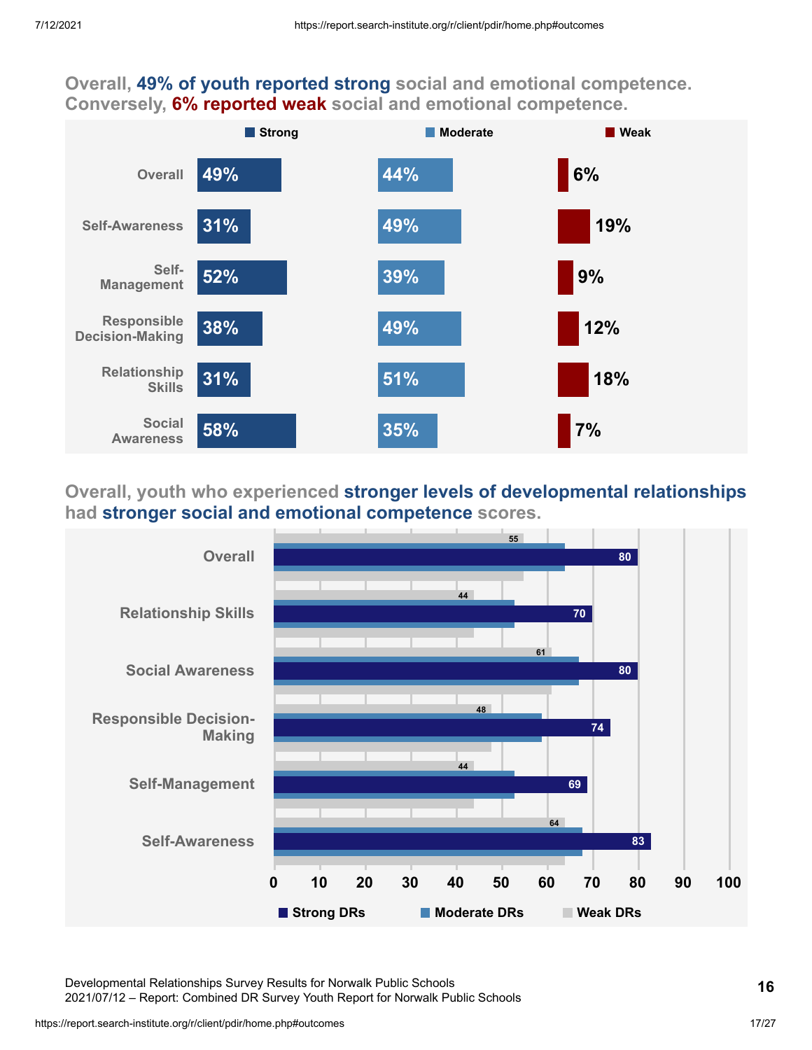## Overall, 49% of youth reported strong social and emotional competence. Conversely, 6% reported weak social and emotional competence.

| | Strong | Moderate | Weak |
|---|---|---|---|
| Overall | 49% | 44% | 6% |
| Self-Awareness | 31% | 49% | 19% |
| Self-Management | 52% | 39% | 9% |
| Responsible Decision-Making | 38% | 49% | 12% |
| Relationship Skills | 31% | 51% | 18% |
| Social Awareness | 58% | 35% | 7% |

## Overall, youth who experienced stronger levels of developmental relationships had stronger social and emotional competence scores.

| | Strong DRs | Weak DRs |
|---|---|---|
| Overall | 80 | 55 |
| Relationship Skills | 70 | 44 |
| Social Awareness | 80 | 61 |
| Responsible Decision-Making | 74 | 48 |
| Self-Management | 69 | 44 |
| Self-Awareness | 83 | 64 |

Legend: Strong DRs, Moderate DRs, Weak DRs (Moderate DRs values not labeled)

Developmental Relationships Survey Results for Norwalk Public Schools
2021/07/12 – Report: Combined DR Survey Youth Report for Norwalk Public Schools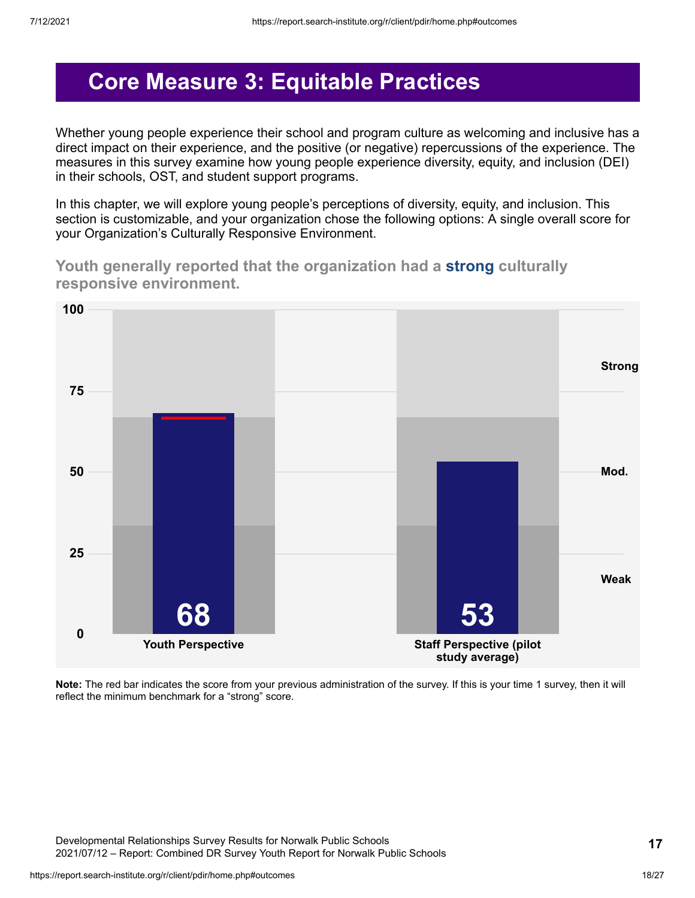# Core Measure 3: Equitable Practices

Whether young people experience their school and program culture as welcoming and inclusive has a direct impact on their experience, and the positive (or negative) repercussions of the experience. The measures in this survey examine how young people experience diversity, equity, and inclusion (DEI) in their schools, OST, and student support programs.

In this chapter, we will explore young people's perceptions of diversity, equity, and inclusion. This section is customizable, and your organization chose the following options: A single overall score for your Organization's Culturally Responsive Environment.

**Youth generally reported that the organization had a strong culturally responsive environment.**

| | Score |
|---|---|
| Youth Perspective | 68 |
| Staff Perspective (pilot study average) | 53 |

**Note:** The red bar indicates the score from your previous administration of the survey. If this is your time 1 survey, then it will reflect the minimum benchmark for a "strong" score.

Developmental Relationships Survey Results for Norwalk Public Schools
2021/07/12 – Report: Combined DR Survey Youth Report for Norwalk Public Schools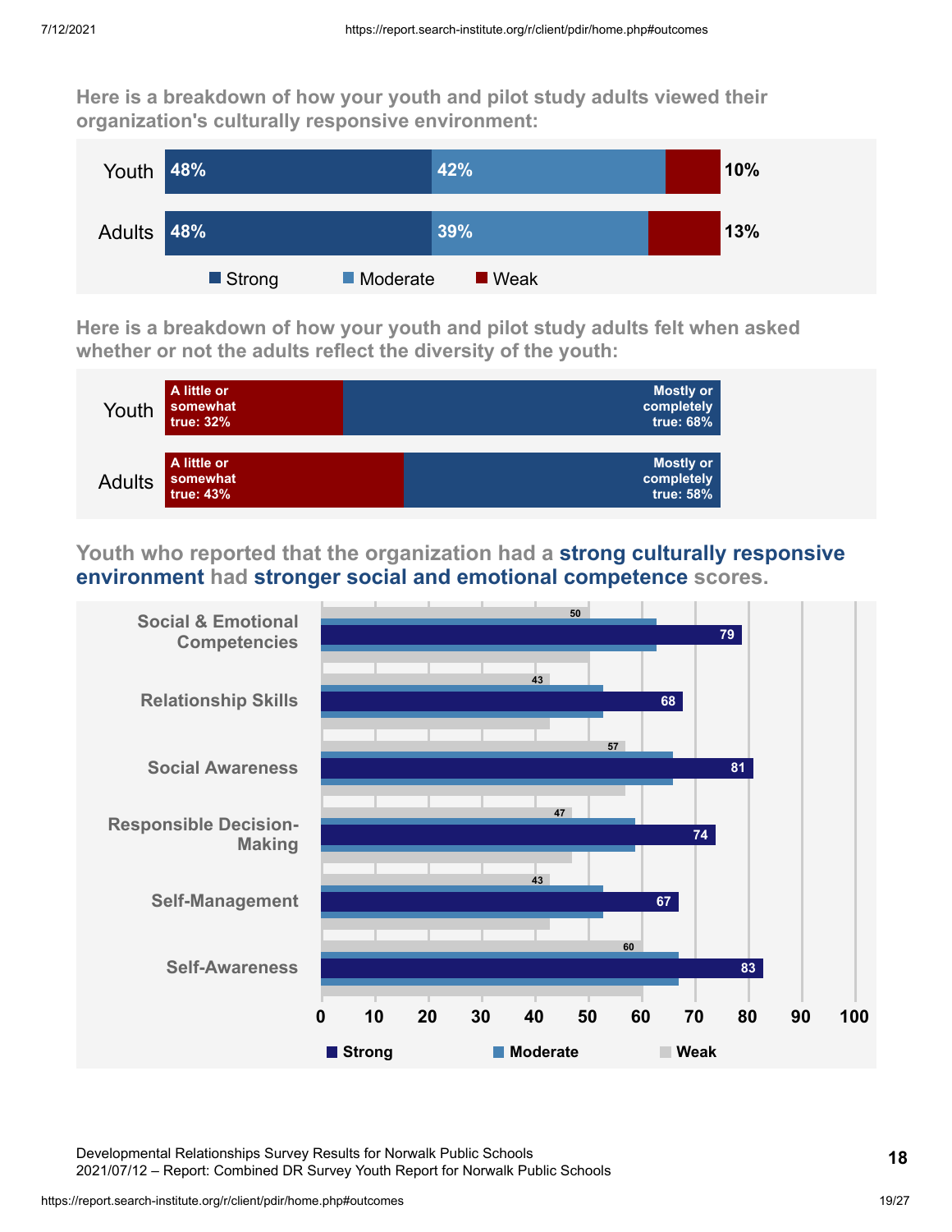**Here is a breakdown of how your youth and pilot study adults viewed their organization's culturally responsive environment:**

| | Strong | Moderate | Weak |
|---|---|---|---|
| Youth | 48% | 42% | 10% |
| Adults | 48% | 39% | 13% |

**Here is a breakdown of how your youth and pilot study adults felt when asked whether or not the adults reflect the diversity of the youth:**

| | A little or somewhat true | Mostly or completely true |
|---|---|---|
| Youth | 32% | 68% |
| Adults | 43% | 58% |

**Youth who reported that the organization had a strong culturally responsive environment had stronger social and emotional competence scores.**

| | Strong | Weak |
|---|---|---|
| Social & Emotional Competencies | 79 | 50 |
| Relationship Skills | 68 | 43 |
| Social Awareness | 81 | 57 |
| Responsible Decision-Making | 74 | 47 |
| Self-Management | 67 | 43 |
| Self-Awareness | 83 | 60 |

Legend: Strong, Moderate, Weak

Developmental Relationships Survey Results for Norwalk Public Schools
2021/07/12 – Report: Combined DR Survey Youth Report for Norwalk Public Schools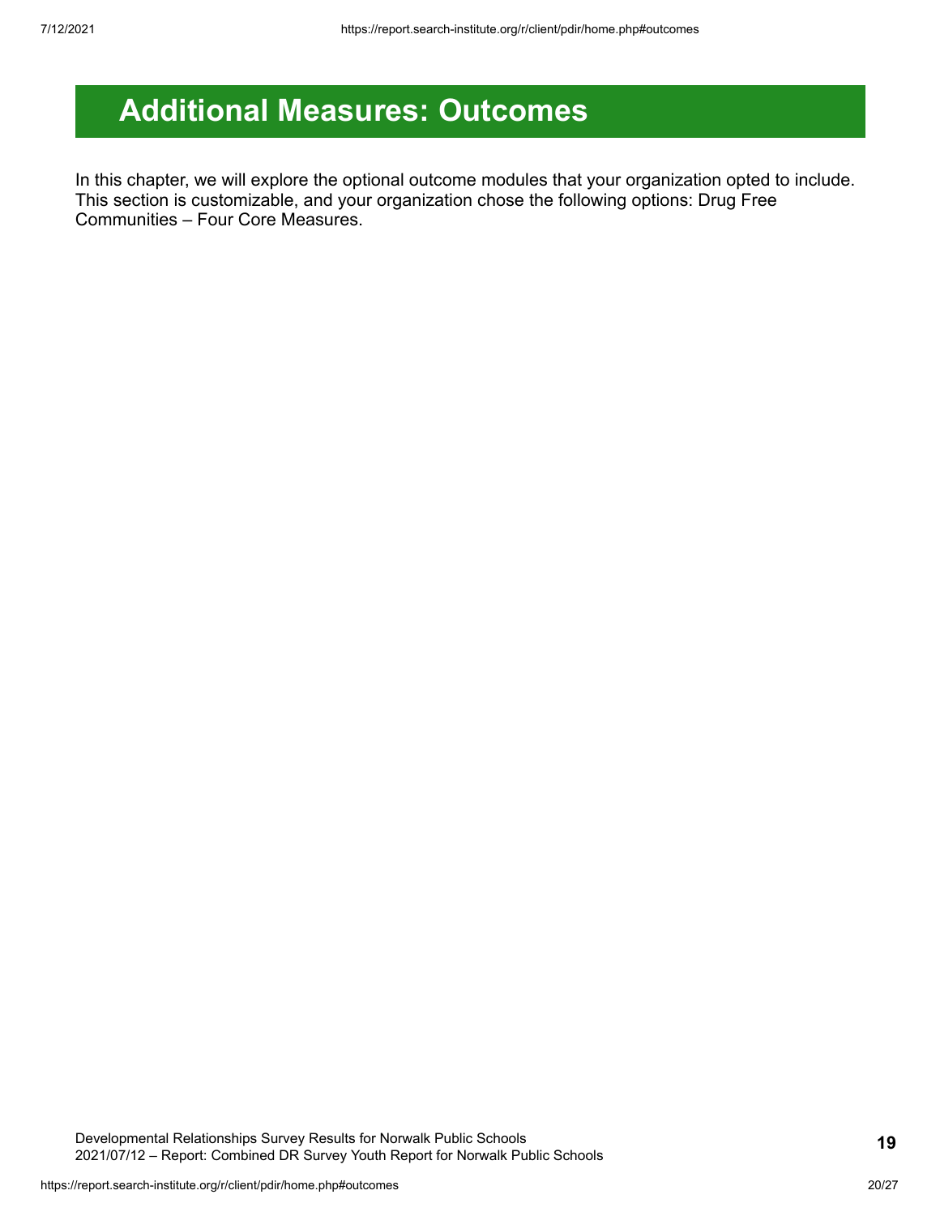# Additional Measures: Outcomes

In this chapter, we will explore the optional outcome modules that your organization opted to include. This section is customizable, and your organization chose the following options: Drug Free Communities – Four Core Measures.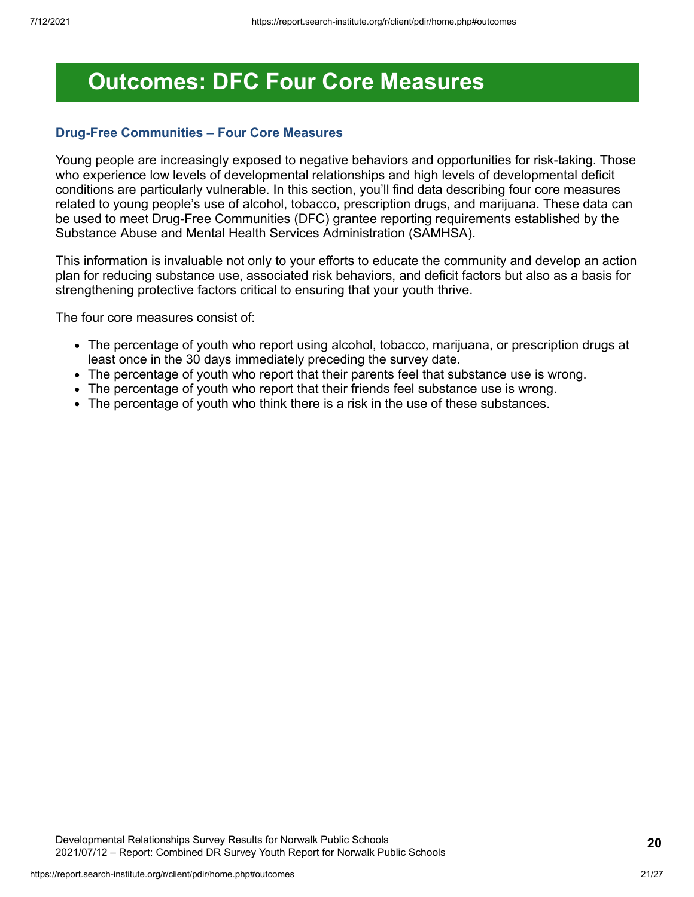# Outcomes: DFC Four Core Measures

### Drug-Free Communities – Four Core Measures

Young people are increasingly exposed to negative behaviors and opportunities for risk-taking. Those who experience low levels of developmental relationships and high levels of developmental deficit conditions are particularly vulnerable. In this section, you'll find data describing four core measures related to young people's use of alcohol, tobacco, prescription drugs, and marijuana. These data can be used to meet Drug-Free Communities (DFC) grantee reporting requirements established by the Substance Abuse and Mental Health Services Administration (SAMHSA).

This information is invaluable not only to your efforts to educate the community and develop an action plan for reducing substance use, associated risk behaviors, and deficit factors but also as a basis for strengthening protective factors critical to ensuring that your youth thrive.

The four core measures consist of:

- The percentage of youth who report using alcohol, tobacco, marijuana, or prescription drugs at least once in the 30 days immediately preceding the survey date.
- The percentage of youth who report that their parents feel that substance use is wrong.
- The percentage of youth who report that their friends feel substance use is wrong.
- The percentage of youth who think there is a risk in the use of these substances.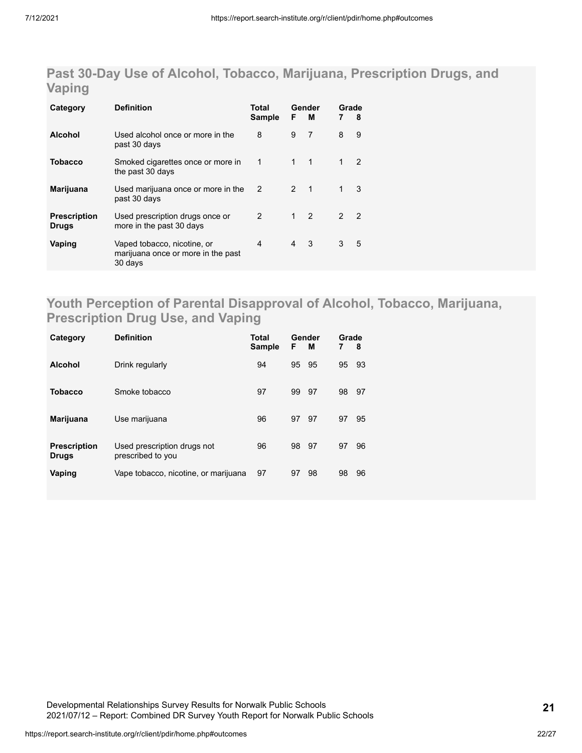## Past 30-Day Use of Alcohol, Tobacco, Marijuana, Prescription Drugs, and Vaping

| Category | Definition | Total Sample | Gender | | Grade | |
|---|---|---|---|---|---|---|
| | | | F | M | 7 | 8 |
| **Alcohol** | Used alcohol once or more in the past 30 days | 8 | 9 | 7 | 8 | 9 |
| **Tobacco** | Smoked cigarettes once or more in the past 30 days | 1 | 1 | 1 | 1 | 2 |
| **Marijuana** | Used marijuana once or more in the past 30 days | 2 | 2 | 1 | 1 | 3 |
| **Prescription Drugs** | Used prescription drugs once or more in the past 30 days | 2 | 1 | 2 | 2 | 2 |
| **Vaping** | Vaped tobacco, nicotine, or marijuana once or more in the past 30 days | 4 | 4 | 3 | 3 | 5 |

## Youth Perception of Parental Disapproval of Alcohol, Tobacco, Marijuana, Prescription Drug Use, and Vaping

| Category | Definition | Total Sample | Gender | | Grade | |
|---|---|---|---|---|---|---|
| | | | F | M | 7 | 8 |
| **Alcohol** | Drink regularly | 94 | 95 | 95 | 95 | 93 |
| **Tobacco** | Smoke tobacco | 97 | 99 | 97 | 98 | 97 |
| **Marijuana** | Use marijuana | 96 | 97 | 97 | 97 | 95 |
| **Prescription Drugs** | Used prescription drugs not prescribed to you | 96 | 98 | 97 | 97 | 96 |
| **Vaping** | Vape tobacco, nicotine, or marijuana | 97 | 97 | 98 | 98 | 96 |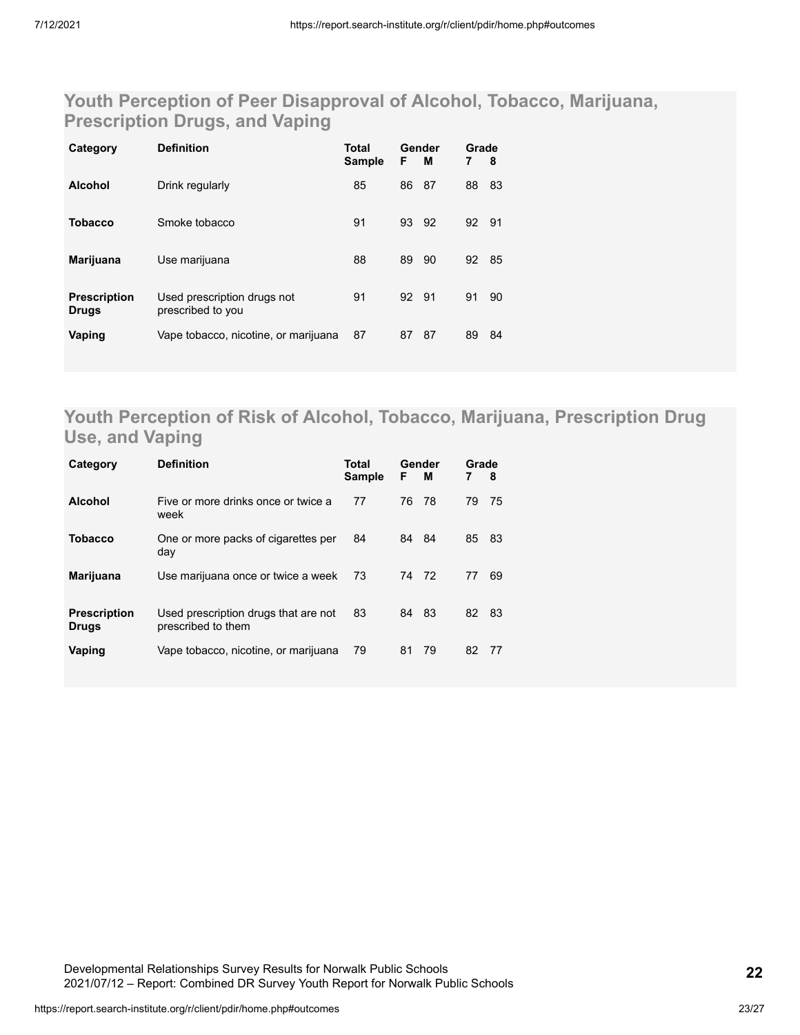## Youth Perception of Peer Disapproval of Alcohol, Tobacco, Marijuana, Prescription Drugs, and Vaping

| Category | Definition | Total Sample | Gender | | Grade | |
|---|---|---|---|---|---|---|
| | | | F | M | 7 | 8 |
| **Alcohol** | Drink regularly | 85 | 86 | 87 | 88 | 83 |
| **Tobacco** | Smoke tobacco | 91 | 93 | 92 | 92 | 91 |
| **Marijuana** | Use marijuana | 88 | 89 | 90 | 92 | 85 |
| **Prescription Drugs** | Used prescription drugs not prescribed to you | 91 | 92 | 91 | 91 | 90 |
| **Vaping** | Vape tobacco, nicotine, or marijuana | 87 | 87 | 87 | 89 | 84 |

## Youth Perception of Risk of Alcohol, Tobacco, Marijuana, Prescription Drug Use, and Vaping

| Category | Definition | Total Sample | Gender | | Grade | |
|---|---|---|---|---|---|---|
| | | | F | M | 7 | 8 |
| **Alcohol** | Five or more drinks once or twice a week | 77 | 76 | 78 | 79 | 75 |
| **Tobacco** | One or more packs of cigarettes per day | 84 | 84 | 84 | 85 | 83 |
| **Marijuana** | Use marijuana once or twice a week | 73 | 74 | 72 | 77 | 69 |
| **Prescription Drugs** | Used prescription drugs that are not prescribed to them | 83 | 84 | 83 | 82 | 83 |
| **Vaping** | Vape tobacco, nicotine, or marijuana | 79 | 81 | 79 | 82 | 77 |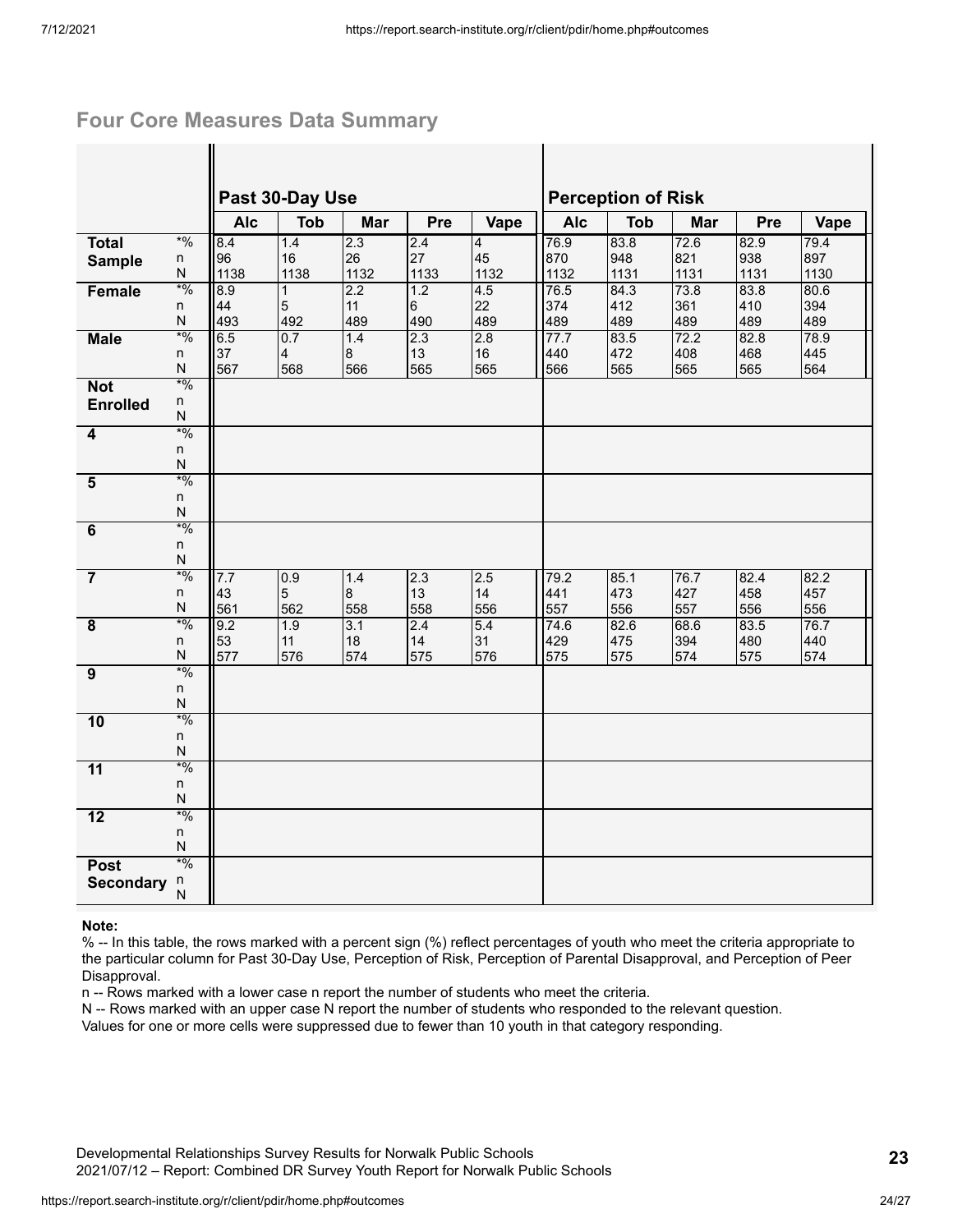## Four Core Measures Data Summary

| | | Past 30-Day Use | | | | | Perception of Risk | | | | |
|---|---|---|---|---|---|---|---|---|---|---|---|
| | | Alc | Tob | Mar | Pre | Vape | Alc | Tob | Mar | Pre | Vape |
| **Total Sample** | *% | 8.4 | 1.4 | 2.3 | 2.4 | 4 | 76.9 | 83.8 | 72.6 | 82.9 | 79.4 |
| | n | 96 | 16 | 26 | 27 | 45 | 870 | 948 | 821 | 938 | 897 |
| | N | 1138 | 1138 | 1132 | 1133 | 1132 | 1132 | 1131 | 1131 | 1131 | 1130 |
| **Female** | *% | 8.9 | 1 | 2.2 | 1.2 | 4.5 | 76.5 | 84.3 | 73.8 | 83.8 | 80.6 |
| | n | 44 | 5 | 11 | 6 | 22 | 374 | 412 | 361 | 410 | 394 |
| | N | 493 | 492 | 489 | 490 | 489 | 489 | 489 | 489 | 489 | 489 |
| **Male** | *% | 6.5 | 0.7 | 1.4 | 2.3 | 2.8 | 77.7 | 83.5 | 72.2 | 82.8 | 78.9 |
| | n | 37 | 4 | 8 | 13 | 16 | 440 | 472 | 408 | 468 | 445 |
| | N | 567 | 568 | 566 | 565 | 565 | 566 | 565 | 565 | 565 | 564 |
| **Not Enrolled** | *% | | | | | | | | | | |
| | n | | | | | | | | | | |
| | N | | | | | | | | | | |
| **4** | *% | | | | | | | | | | |
| | n | | | | | | | | | | |
| | N | | | | | | | | | | |
| **5** | *% | | | | | | | | | | |
| | n | | | | | | | | | | |
| | N | | | | | | | | | | |
| **6** | *% | | | | | | | | | | |
| | n | | | | | | | | | | |
| | N | | | | | | | | | | |
| **7** | *% | 7.7 | 0.9 | 1.4 | 2.3 | 2.5 | 79.2 | 85.1 | 76.7 | 82.4 | 82.2 |
| | n | 43 | 5 | 8 | 13 | 14 | 441 | 473 | 427 | 458 | 457 |
| | N | 561 | 562 | 558 | 558 | 556 | 557 | 556 | 557 | 556 | 556 |
| **8** | *% | 9.2 | 1.9 | 3.1 | 2.4 | 5.4 | 74.6 | 82.6 | 68.6 | 83.5 | 76.7 |
| | n | 53 | 11 | 18 | 14 | 31 | 429 | 475 | 394 | 480 | 440 |
| | N | 577 | 576 | 574 | 575 | 576 | 575 | 575 | 574 | 575 | 574 |
| **9** | *% | | | | | | | | | | |
| | n | | | | | | | | | | |
| | N | | | | | | | | | | |
| **10** | *% | | | | | | | | | | |
| | n | | | | | | | | | | |
| | N | | | | | | | | | | |
| **11** | *% | | | | | | | | | | |
| | n | | | | | | | | | | |
| | N | | | | | | | | | | |
| **12** | *% | | | | | | | | | | |
| | n | | | | | | | | | | |
| | N | | | | | | | | | | |
| **Post Secondary** | *% | | | | | | | | | | |
| | n | | | | | | | | | | |
| | N | | | | | | | | | | |

**Note:**

% -- In this table, the rows marked with a percent sign (%) reflect percentages of youth who meet the criteria appropriate to the particular column for Past 30-Day Use, Perception of Risk, Perception of Parental Disapproval, and Perception of Peer Disapproval.

n -- Rows marked with a lower case n report the number of students who meet the criteria.

N -- Rows marked with an upper case N report the number of students who responded to the relevant question.

Values for one or more cells were suppressed due to fewer than 10 youth in that category responding.

Developmental Relationships Survey Results for Norwalk Public Schools
2021/07/12 – Report: Combined DR Survey Youth Report for Norwalk Public Schools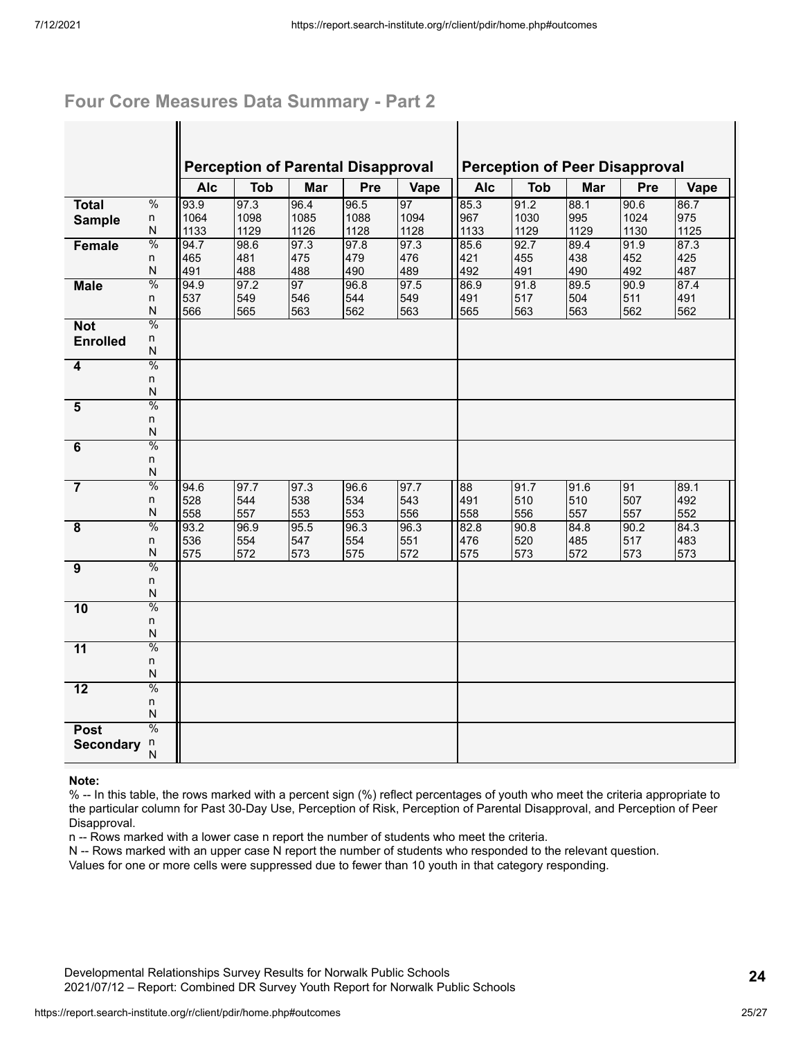## Four Core Measures Data Summary - Part 2

| | | Perception of Parental Disapproval | | | | | Perception of Peer Disapproval | | | | |
|---|---|---|---|---|---|---|---|---|---|---|---|
| | | Alc | Tob | Mar | Pre | Vape | Alc | Tob | Mar | Pre | Vape |
| **Total Sample** | % | 93.9 | 97.3 | 96.4 | 96.5 | 97 | 85.3 | 91.2 | 88.1 | 90.6 | 86.7 |
| | n | 1064 | 1098 | 1085 | 1088 | 1094 | 967 | 1030 | 995 | 1024 | 975 |
| | N | 1133 | 1129 | 1126 | 1128 | 1128 | 1133 | 1129 | 1129 | 1130 | 1125 |
| **Female** | % | 94.7 | 98.6 | 97.3 | 97.8 | 97.3 | 85.6 | 92.7 | 89.4 | 91.9 | 87.3 |
| | n | 465 | 481 | 475 | 479 | 476 | 421 | 455 | 438 | 452 | 425 |
| | N | 491 | 488 | 488 | 490 | 489 | 492 | 491 | 490 | 492 | 487 |
| **Male** | % | 94.9 | 97.2 | 97 | 96.8 | 97.5 | 86.9 | 91.8 | 89.5 | 90.9 | 87.4 |
| | n | 537 | 549 | 546 | 544 | 549 | 491 | 517 | 504 | 511 | 491 |
| | N | 566 | 565 | 563 | 562 | 563 | 565 | 563 | 563 | 562 | 562 |
| **Not Enrolled** | % | | | | | | | | | | |
| | n | | | | | | | | | | |
| | N | | | | | | | | | | |
| **4** | % | | | | | | | | | | |
| | n | | | | | | | | | | |
| | N | | | | | | | | | | |
| **5** | % | | | | | | | | | | |
| | n | | | | | | | | | | |
| | N | | | | | | | | | | |
| **6** | % | | | | | | | | | | |
| | n | | | | | | | | | | |
| | N | | | | | | | | | | |
| **7** | % | 94.6 | 97.7 | 97.3 | 96.6 | 97.7 | 88 | 91.7 | 91.6 | 91 | 89.1 |
| | n | 528 | 544 | 538 | 534 | 543 | 491 | 510 | 510 | 507 | 492 |
| | N | 558 | 557 | 553 | 553 | 556 | 558 | 556 | 557 | 557 | 552 |
| **8** | % | 93.2 | 96.9 | 95.5 | 96.3 | 96.3 | 82.8 | 90.8 | 84.8 | 90.2 | 84.3 |
| | n | 536 | 554 | 547 | 554 | 551 | 476 | 520 | 485 | 517 | 483 |
| | N | 575 | 572 | 573 | 575 | 572 | 575 | 573 | 572 | 573 | 573 |
| **9** | % | | | | | | | | | | |
| | n | | | | | | | | | | |
| | N | | | | | | | | | | |
| **10** | % | | | | | | | | | | |
| | n | | | | | | | | | | |
| | N | | | | | | | | | | |
| **11** | % | | | | | | | | | | |
| | n | | | | | | | | | | |
| | N | | | | | | | | | | |
| **12** | % | | | | | | | | | | |
| | n | | | | | | | | | | |
| | N | | | | | | | | | | |
| **Post Secondary** | % | | | | | | | | | | |
| | n | | | | | | | | | | |
| | N | | | | | | | | | | |

**Note:**

% -- In this table, the rows marked with a percent sign (%) reflect percentages of youth who meet the criteria appropriate to the particular column for Past 30-Day Use, Perception of Risk, Perception of Parental Disapproval, and Perception of Peer Disapproval.

n -- Rows marked with a lower case n report the number of students who meet the criteria.

N -- Rows marked with an upper case N report the number of students who responded to the relevant question.

Values for one or more cells were suppressed due to fewer than 10 youth in that category responding.

Developmental Relationships Survey Results for Norwalk Public Schools
2021/07/12 – Report: Combined DR Survey Youth Report for Norwalk Public Schools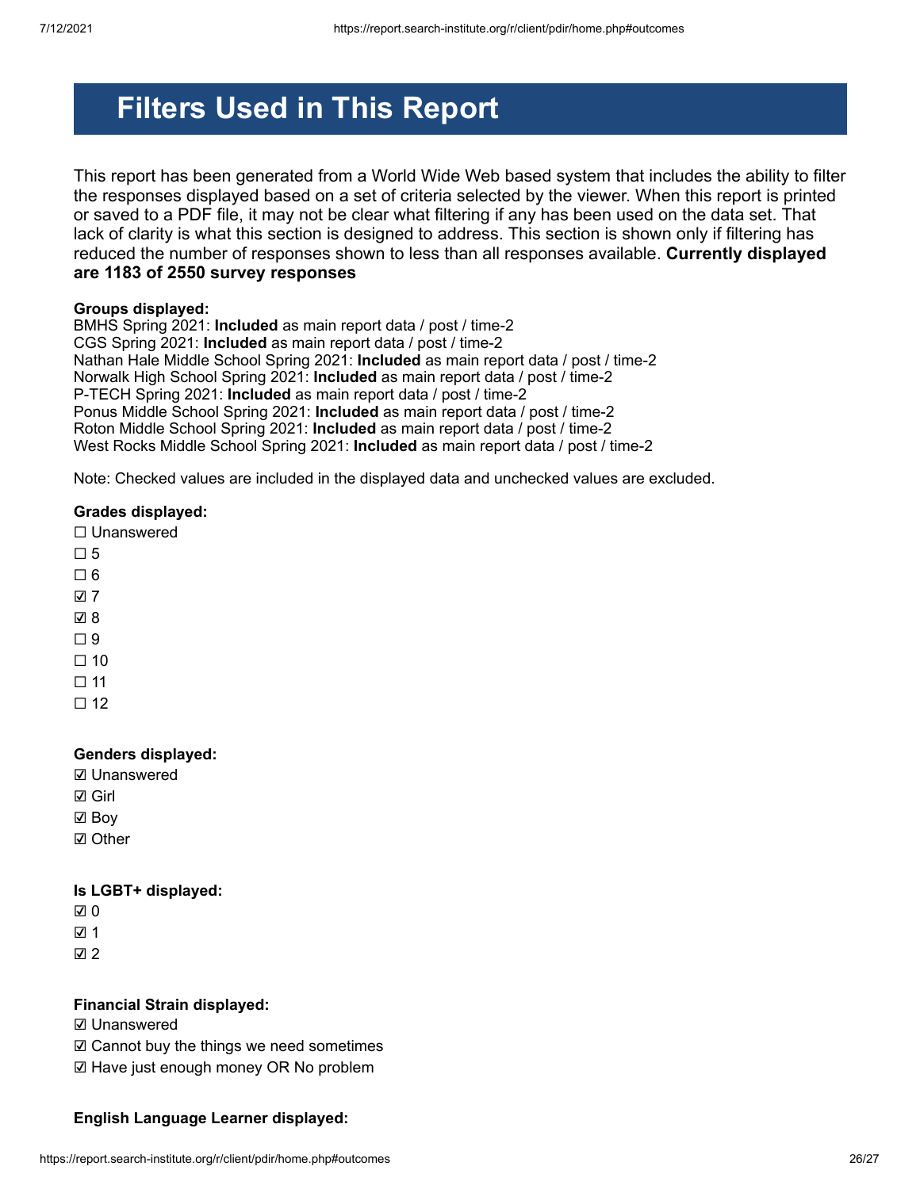# Filters Used in This Report

This report has been generated from a World Wide Web based system that includes the ability to filter the responses displayed based on a set of criteria selected by the viewer. When this report is printed or saved to a PDF file, it may not be clear what filtering if any has been used on the data set. That lack of clarity is what this section is designed to address. This section is shown only if filtering has reduced the number of responses shown to less than all responses available. **Currently displayed are 1183 of 2550 survey responses**

**Groups displayed:**
BMHS Spring 2021: **Included** as main report data / post / time-2
CGS Spring 2021: **Included** as main report data / post / time-2
Nathan Hale Middle School Spring 2021: **Included** as main report data / post / time-2
Norwalk High School Spring 2021: **Included** as main report data / post / time-2
P-TECH Spring 2021: **Included** as main report data / post / time-2
Ponus Middle School Spring 2021: **Included** as main report data / post / time-2
Roton Middle School Spring 2021: **Included** as main report data / post / time-2
West Rocks Middle School Spring 2021: **Included** as main report data / post / time-2

Note: Checked values are included in the displayed data and unchecked values are excluded.

**Grades displayed:**
☐ Unanswered
☐ 5
☐ 6
☑ 7
☑ 8
☐ 9
☐ 10
☐ 11
☐ 12

**Genders displayed:**
☑ Unanswered
☑ Girl
☑ Boy
☑ Other

**Is LGBT+ displayed:**
☑ 0
☑ 1
☑ 2

**Financial Strain displayed:**
☑ Unanswered
☑ Cannot buy the things we need sometimes
☑ Have just enough money OR No problem

**English Language Learner displayed:**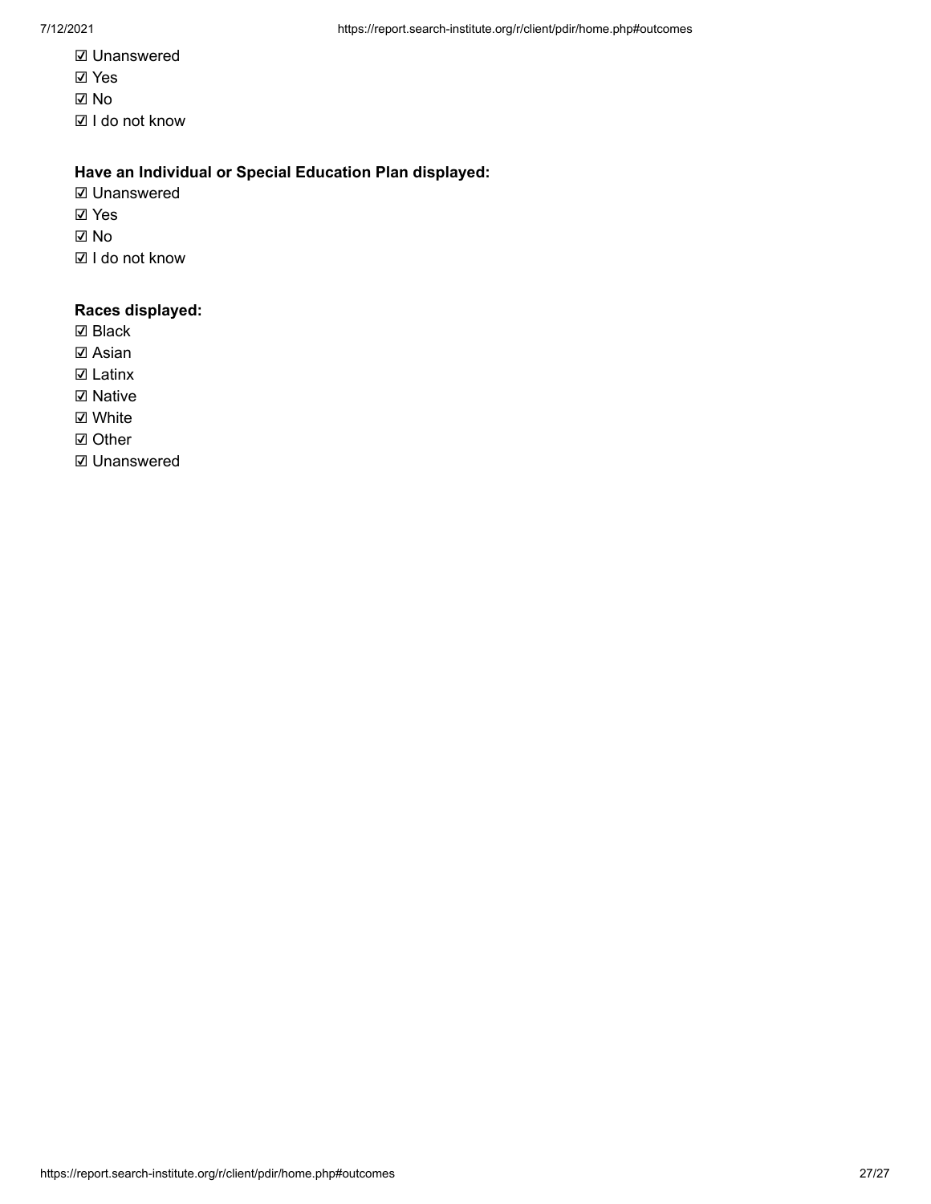☑ Unanswered
☑ Yes
☑ No
☑ I do not know

**Have an Individual or Special Education Plan displayed:**

☑ Unanswered
☑ Yes
☑ No
☑ I do not know

**Races displayed:**

☑ Black
☑ Asian
☑ Latinx
☑ Native
☑ White
☑ Other
☑ Unanswered